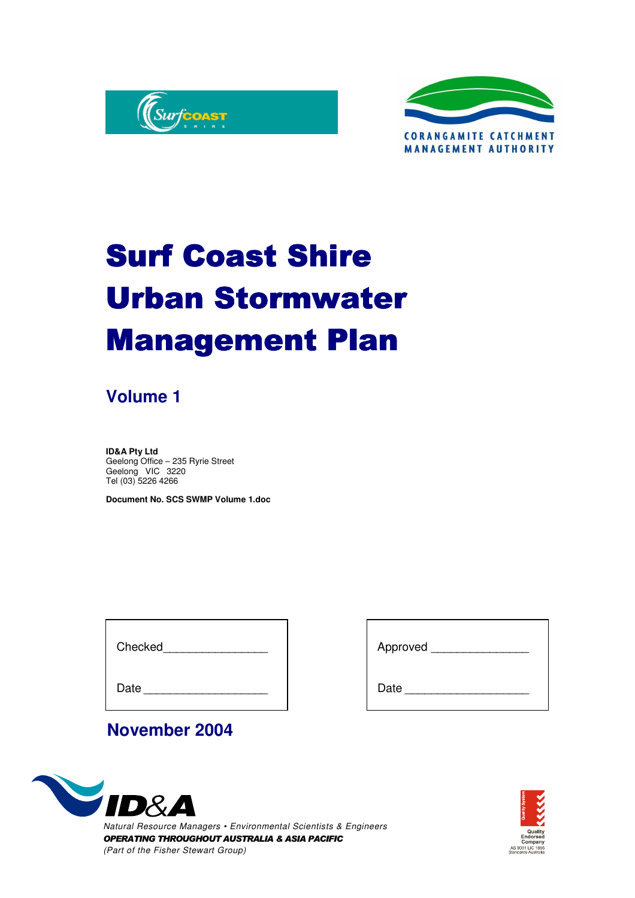Surf COAST SHIRE

CORANGAMITE CATCHMENT MANAGEMENT AUTHORITY

# Surf Coast Shire Urban Stormwater Management Plan

## Volume 1

**ID&A Pty Ltd**
Geelong Office – 235 Ryrie Street
Geelong VIC 3220
Tel (03) 5226 4266

**Document No. SCS SWMP Volume 1.doc**

| Checked________________ | Approved _______________ |
|---|---|
| Date ___________________ | Date ___________________ |

## November 2004

ID&A

*Natural Resource Managers • Environmental Scientists & Engineers*

***OPERATING THROUGHOUT AUSTRALIA & ASIA PACIFIC***

*(Part of the Fisher Stewart Group)*

Quality System
Quality Endorsed Company
AS 9001 LIC 1856
Standards Australia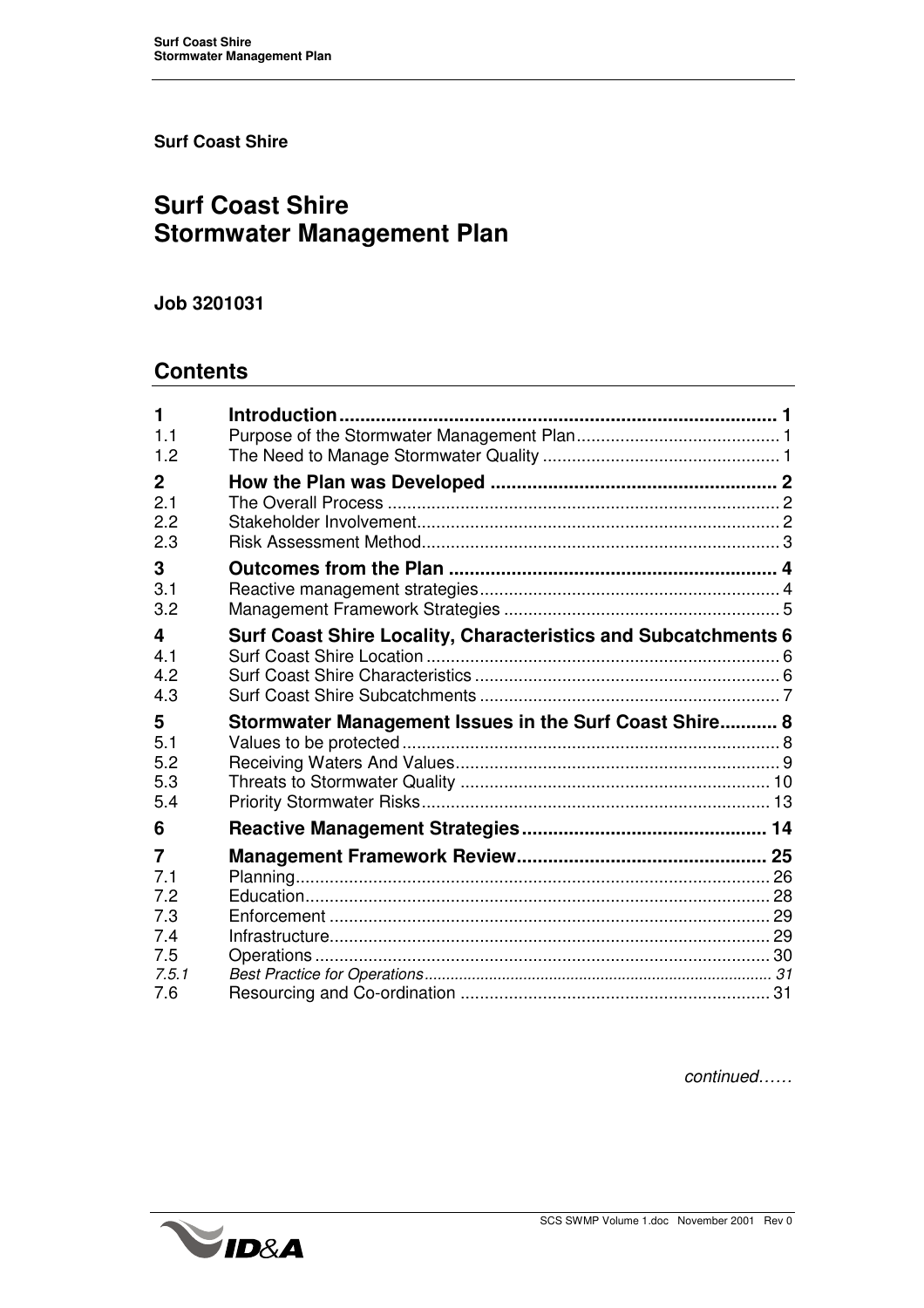**Surf Coast Shire**

# Surf Coast Shire
# Stormwater Management Plan

**Job 3201031**

## Contents

| | | |
|---|---|---|
| **1** | **Introduction** | **1** |
| 1.1 | Purpose of the Stormwater Management Plan | 1 |
| 1.2 | The Need to Manage Stormwater Quality | 1 |
| **2** | **How the Plan was Developed** | **2** |
| 2.1 | The Overall Process | 2 |
| 2.2 | Stakeholder Involvement | 2 |
| 2.3 | Risk Assessment Method | 3 |
| **3** | **Outcomes from the Plan** | **4** |
| 3.1 | Reactive management strategies | 4 |
| 3.2 | Management Framework Strategies | 5 |
| **4** | **Surf Coast Shire Locality, Characteristics and Subcatchments** | **6** |
| 4.1 | Surf Coast Shire Location | 6 |
| 4.2 | Surf Coast Shire Characteristics | 6 |
| 4.3 | Surf Coast Shire Subcatchments | 7 |
| **5** | **Stormwater Management Issues in the Surf Coast Shire** | **8** |
| 5.1 | Values to be protected | 8 |
| 5.2 | Receiving Waters And Values | 9 |
| 5.3 | Threats to Stormwater Quality | 10 |
| 5.4 | Priority Stormwater Risks | 13 |
| **6** | **Reactive Management Strategies** | **14** |
| **7** | **Management Framework Review** | **25** |
| 7.1 | Planning | 26 |
| 7.2 | Education | 28 |
| 7.3 | Enforcement | 29 |
| 7.4 | Infrastructure | 29 |
| 7.5 | Operations | 30 |
| *7.5.1* | *Best Practice for Operations* | *31* |
| 7.6 | Resourcing and Co-ordination | 31 |

*continued……*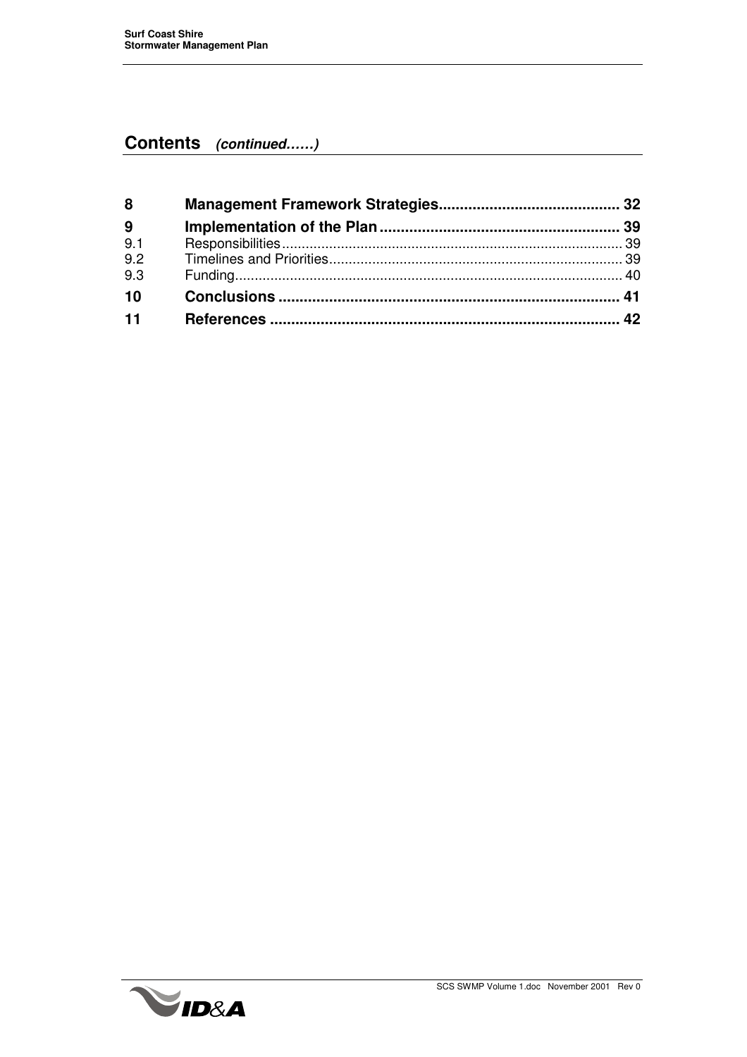## Contents *(continued……)*

| | | |
|---|---|---|
| **8** | **Management Framework Strategies** | **32** |
| **9** | **Implementation of the Plan** | **39** |
| 9.1 | Responsibilities | 39 |
| 9.2 | Timelines and Priorities | 39 |
| 9.3 | Funding | 40 |
| **10** | **Conclusions** | **41** |
| **11** | **References** | **42** |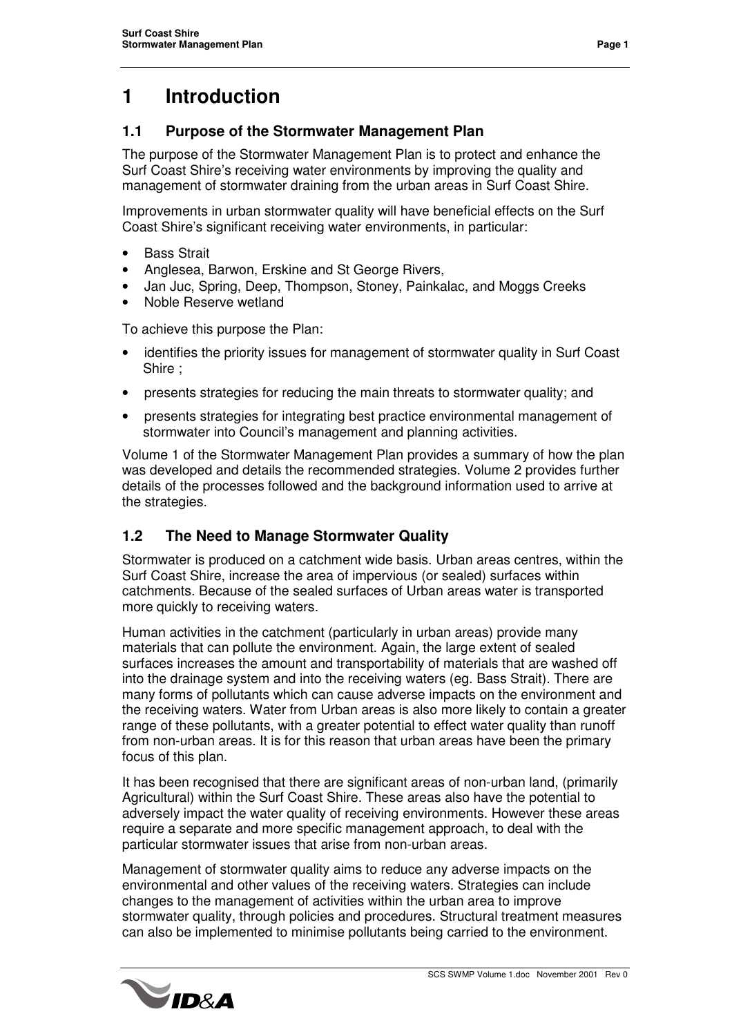# 1 Introduction

## 1.1 Purpose of the Stormwater Management Plan

The purpose of the Stormwater Management Plan is to protect and enhance the Surf Coast Shire's receiving water environments by improving the quality and management of stormwater draining from the urban areas in Surf Coast Shire.

Improvements in urban stormwater quality will have beneficial effects on the Surf Coast Shire's significant receiving water environments, in particular:

- Bass Strait
- Anglesea, Barwon, Erskine and St George Rivers,
- Jan Juc, Spring, Deep, Thompson, Stoney, Painkalac, and Moggs Creeks
- Noble Reserve wetland

To achieve this purpose the Plan:

- identifies the priority issues for management of stormwater quality in Surf Coast Shire ;
- presents strategies for reducing the main threats to stormwater quality; and
- presents strategies for integrating best practice environmental management of stormwater into Council's management and planning activities.

Volume 1 of the Stormwater Management Plan provides a summary of how the plan was developed and details the recommended strategies. Volume 2 provides further details of the processes followed and the background information used to arrive at the strategies.

## 1.2 The Need to Manage Stormwater Quality

Stormwater is produced on a catchment wide basis. Urban areas centres, within the Surf Coast Shire, increase the area of impervious (or sealed) surfaces within catchments. Because of the sealed surfaces of Urban areas water is transported more quickly to receiving waters.

Human activities in the catchment (particularly in urban areas) provide many materials that can pollute the environment. Again, the large extent of sealed surfaces increases the amount and transportability of materials that are washed off into the drainage system and into the receiving waters (eg. Bass Strait). There are many forms of pollutants which can cause adverse impacts on the environment and the receiving waters. Water from Urban areas is also more likely to contain a greater range of these pollutants, with a greater potential to effect water quality than runoff from non-urban areas. It is for this reason that urban areas have been the primary focus of this plan.

It has been recognised that there are significant areas of non-urban land, (primarily Agricultural) within the Surf Coast Shire. These areas also have the potential to adversely impact the water quality of receiving environments. However these areas require a separate and more specific management approach, to deal with the particular stormwater issues that arise from non-urban areas.

Management of stormwater quality aims to reduce any adverse impacts on the environmental and other values of the receiving waters. Strategies can include changes to the management of activities within the urban area to improve stormwater quality, through policies and procedures. Structural treatment measures can also be implemented to minimise pollutants being carried to the environment.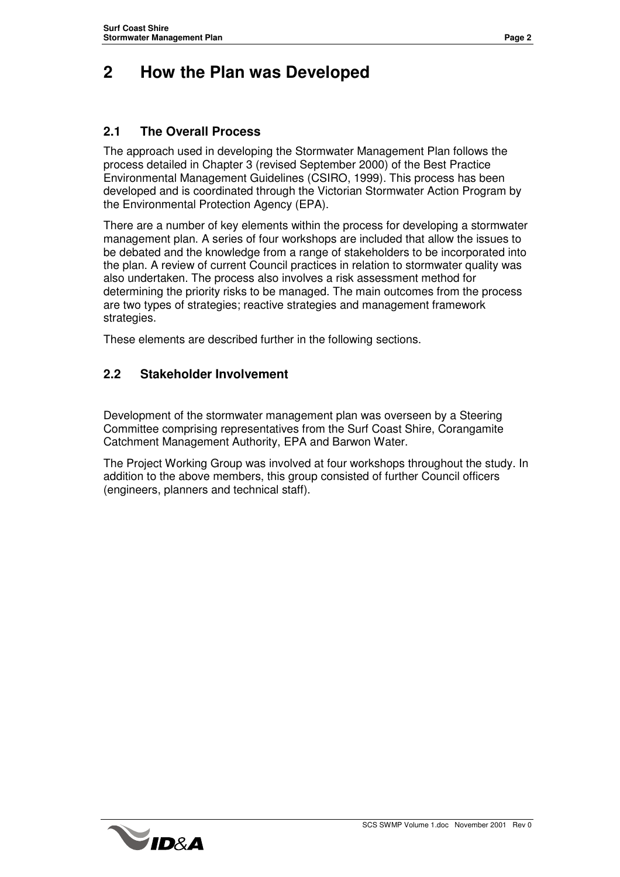# 2 How the Plan was Developed

## 2.1 The Overall Process

The approach used in developing the Stormwater Management Plan follows the process detailed in Chapter 3 (revised September 2000) of the Best Practice Environmental Management Guidelines (CSIRO, 1999). This process has been developed and is coordinated through the Victorian Stormwater Action Program by the Environmental Protection Agency (EPA).

There are a number of key elements within the process for developing a stormwater management plan. A series of four workshops are included that allow the issues to be debated and the knowledge from a range of stakeholders to be incorporated into the plan. A review of current Council practices in relation to stormwater quality was also undertaken. The process also involves a risk assessment method for determining the priority risks to be managed. The main outcomes from the process are two types of strategies; reactive strategies and management framework strategies.

These elements are described further in the following sections.

## 2.2 Stakeholder Involvement

Development of the stormwater management plan was overseen by a Steering Committee comprising representatives from the Surf Coast Shire, Corangamite Catchment Management Authority, EPA and Barwon Water.

The Project Working Group was involved at four workshops throughout the study. In addition to the above members, this group consisted of further Council officers (engineers, planners and technical staff).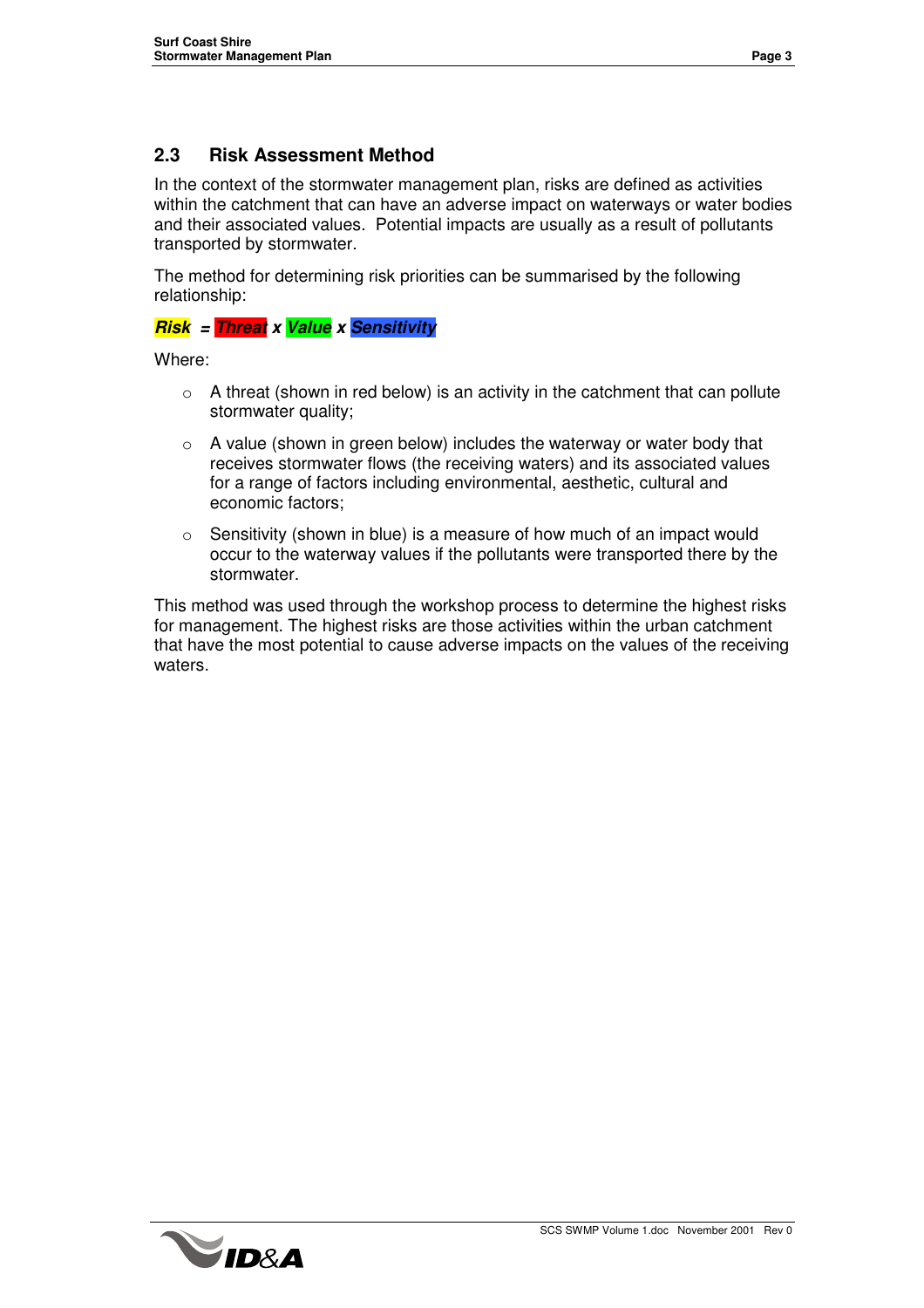## 2.3 Risk Assessment Method

In the context of the stormwater management plan, risks are defined as activities within the catchment that can have an adverse impact on waterways or water bodies and their associated values. Potential impacts are usually as a result of pollutants transported by stormwater.

The method for determining risk priorities can be summarised by the following relationship:

***Risk = Threat x Value x Sensitivity***

Where:

- A threat (shown in red below) is an activity in the catchment that can pollute stormwater quality;
- A value (shown in green below) includes the waterway or water body that receives stormwater flows (the receiving waters) and its associated values for a range of factors including environmental, aesthetic, cultural and economic factors;
- Sensitivity (shown in blue) is a measure of how much of an impact would occur to the waterway values if the pollutants were transported there by the stormwater.

This method was used through the workshop process to determine the highest risks for management. The highest risks are those activities within the urban catchment that have the most potential to cause adverse impacts on the values of the receiving waters.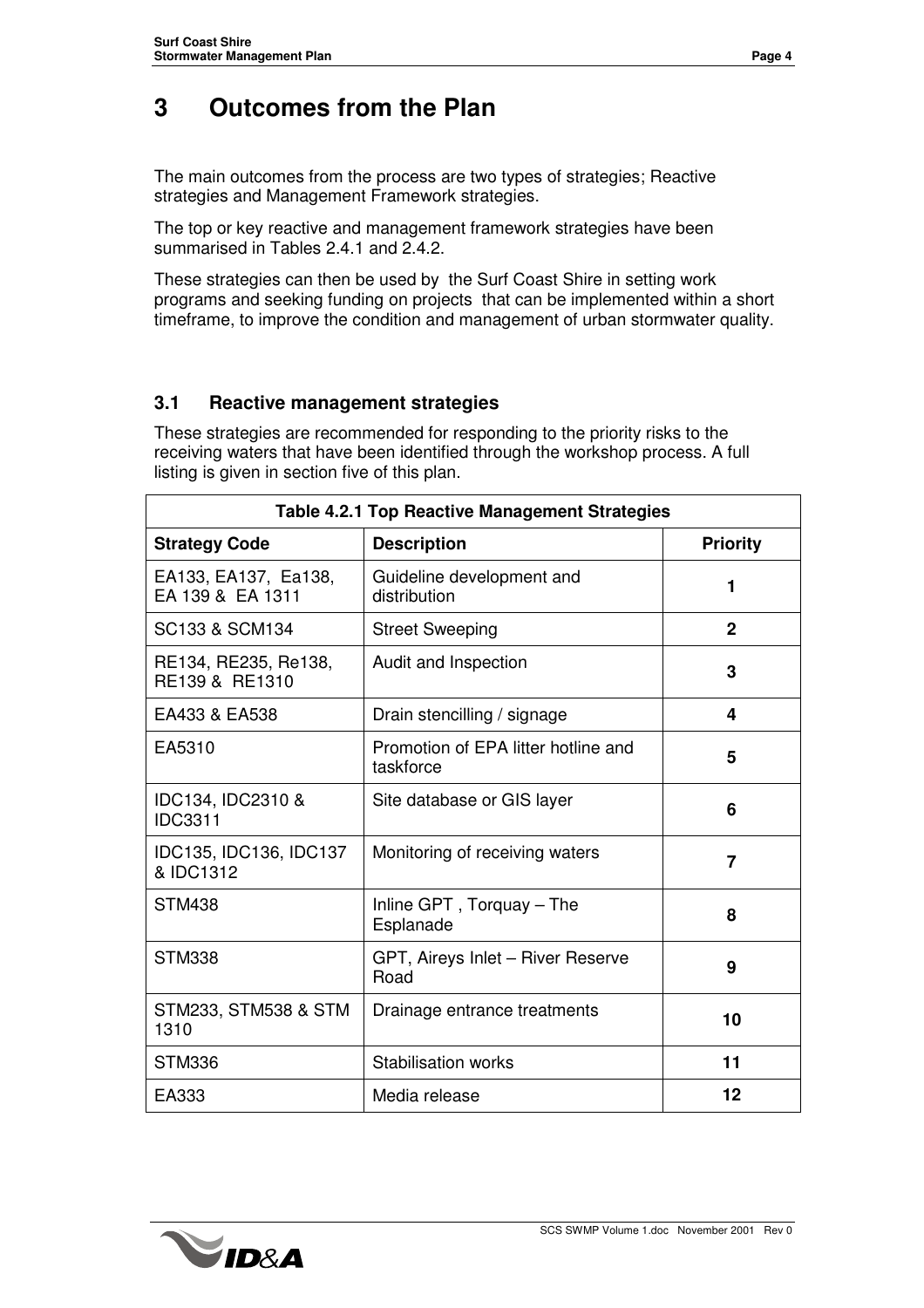# 3 Outcomes from the Plan

The main outcomes from the process are two types of strategies; Reactive strategies and Management Framework strategies.

The top or key reactive and management framework strategies have been summarised in Tables 2.4.1 and 2.4.2.

These strategies can then be used by the Surf Coast Shire in setting work programs and seeking funding on projects that can be implemented within a short timeframe, to improve the condition and management of urban stormwater quality.

## 3.1 Reactive management strategies

These strategies are recommended for responding to the priority risks to the receiving waters that have been identified through the workshop process. A full listing is given in section five of this plan.

| Table 4.2.1 Top Reactive Management Strategies | | |
|---|---|---|
| **Strategy Code** | **Description** | **Priority** |
| EA133, EA137, Ea138, EA 139 & EA 1311 | Guideline development and distribution | **1** |
| SC133 & SCM134 | Street Sweeping | **2** |
| RE134, RE235, Re138, RE139 & RE1310 | Audit and Inspection | **3** |
| EA433 & EA538 | Drain stencilling / signage | **4** |
| EA5310 | Promotion of EPA litter hotline and taskforce | **5** |
| IDC134, IDC2310 & IDC3311 | Site database or GIS layer | **6** |
| IDC135, IDC136, IDC137 & IDC1312 | Monitoring of receiving waters | **7** |
| STM438 | Inline GPT , Torquay – The Esplanade | **8** |
| STM338 | GPT, Aireys Inlet – River Reserve Road | **9** |
| STM233, STM538 & STM 1310 | Drainage entrance treatments | **10** |
| STM336 | Stabilisation works | **11** |
| EA333 | Media release | **12** |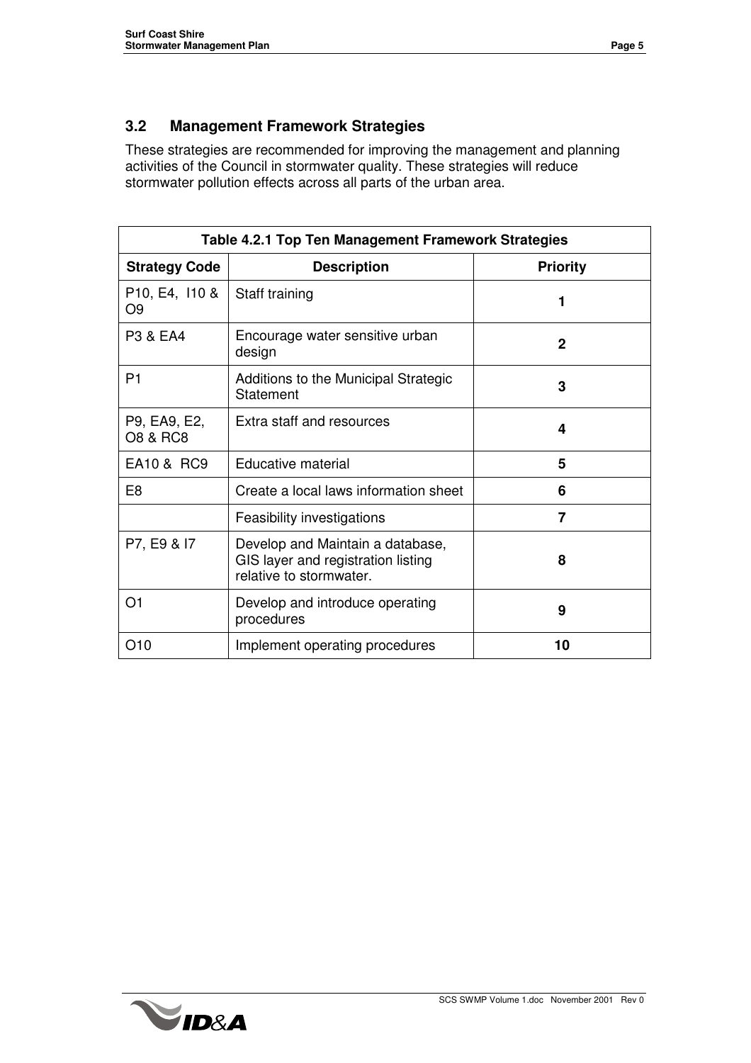## 3.2 Management Framework Strategies

These strategies are recommended for improving the management and planning activities of the Council in stormwater quality. These strategies will reduce stormwater pollution effects across all parts of the urban area.

| Table 4.2.1 Top Ten Management Framework Strategies | | |
|---|---|---|
| **Strategy Code** | **Description** | **Priority** |
| P10, E4, I10 & O9 | Staff training | **1** |
| P3 & EA4 | Encourage water sensitive urban design | **2** |
| P1 | Additions to the Municipal Strategic Statement | **3** |
| P9, EA9, E2, O8 & RC8 | Extra staff and resources | **4** |
| EA10 & RC9 | Educative material | **5** |
| E8 | Create a local laws information sheet | **6** |
| | Feasibility investigations | **7** |
| P7, E9 & I7 | Develop and Maintain a database, GIS layer and registration listing relative to stormwater. | **8** |
| O1 | Develop and introduce operating procedures | **9** |
| O10 | Implement operating procedures | **10** |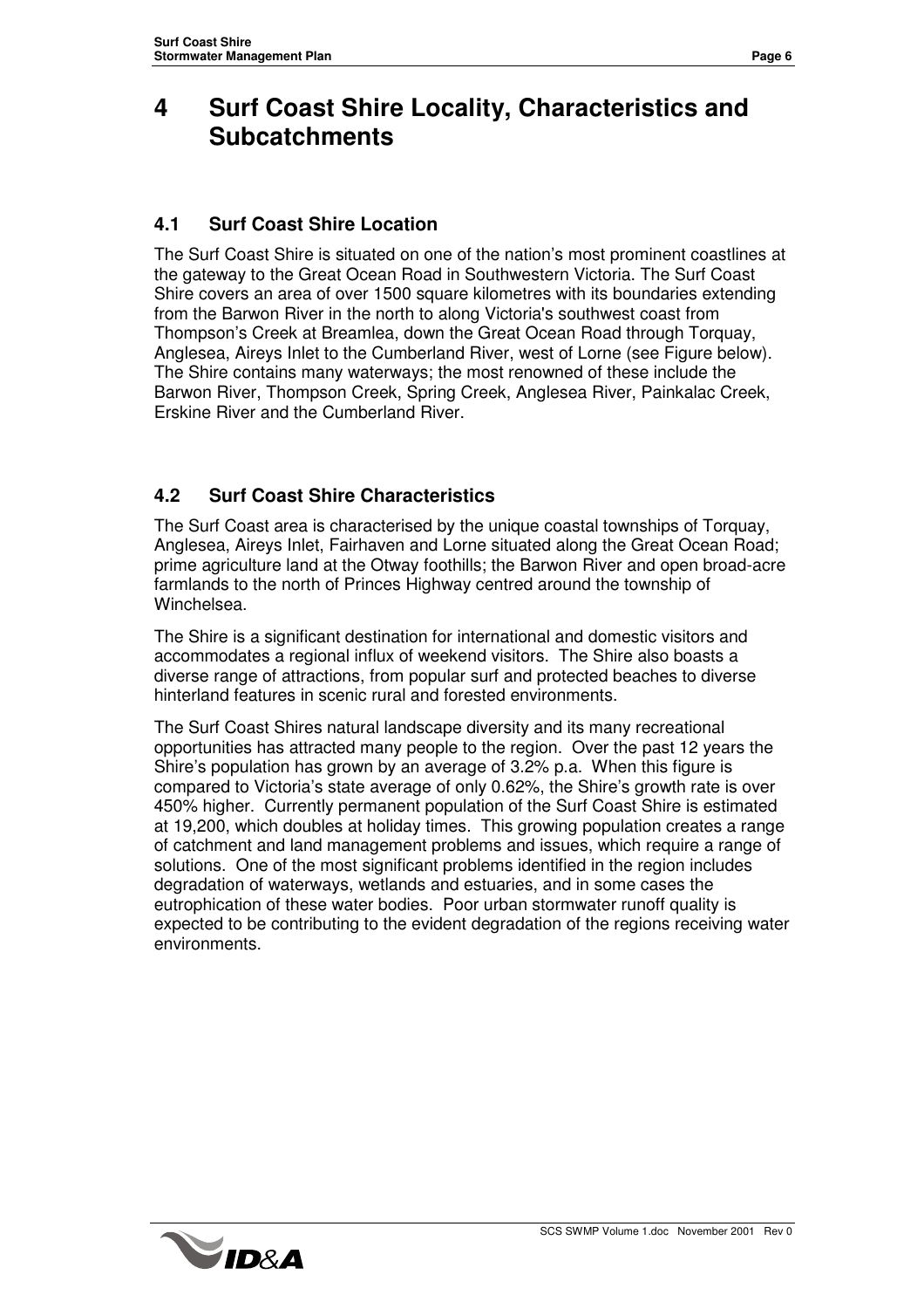# 4 Surf Coast Shire Locality, Characteristics and Subcatchments

## 4.1 Surf Coast Shire Location

The Surf Coast Shire is situated on one of the nation's most prominent coastlines at the gateway to the Great Ocean Road in Southwestern Victoria. The Surf Coast Shire covers an area of over 1500 square kilometres with its boundaries extending from the Barwon River in the north to along Victoria's southwest coast from Thompson's Creek at Breamlea, down the Great Ocean Road through Torquay, Anglesea, Aireys Inlet to the Cumberland River, west of Lorne (see Figure below). The Shire contains many waterways; the most renowned of these include the Barwon River, Thompson Creek, Spring Creek, Anglesea River, Painkalac Creek, Erskine River and the Cumberland River.

## 4.2 Surf Coast Shire Characteristics

The Surf Coast area is characterised by the unique coastal townships of Torquay, Anglesea, Aireys Inlet, Fairhaven and Lorne situated along the Great Ocean Road; prime agriculture land at the Otway foothills; the Barwon River and open broad-acre farmlands to the north of Princes Highway centred around the township of Winchelsea.

The Shire is a significant destination for international and domestic visitors and accommodates a regional influx of weekend visitors. The Shire also boasts a diverse range of attractions, from popular surf and protected beaches to diverse hinterland features in scenic rural and forested environments.

The Surf Coast Shires natural landscape diversity and its many recreational opportunities has attracted many people to the region. Over the past 12 years the Shire's population has grown by an average of 3.2% p.a. When this figure is compared to Victoria's state average of only 0.62%, the Shire's growth rate is over 450% higher. Currently permanent population of the Surf Coast Shire is estimated at 19,200, which doubles at holiday times. This growing population creates a range of catchment and land management problems and issues, which require a range of solutions. One of the most significant problems identified in the region includes degradation of waterways, wetlands and estuaries, and in some cases the eutrophication of these water bodies. Poor urban stormwater runoff quality is expected to be contributing to the evident degradation of the regions receiving water environments.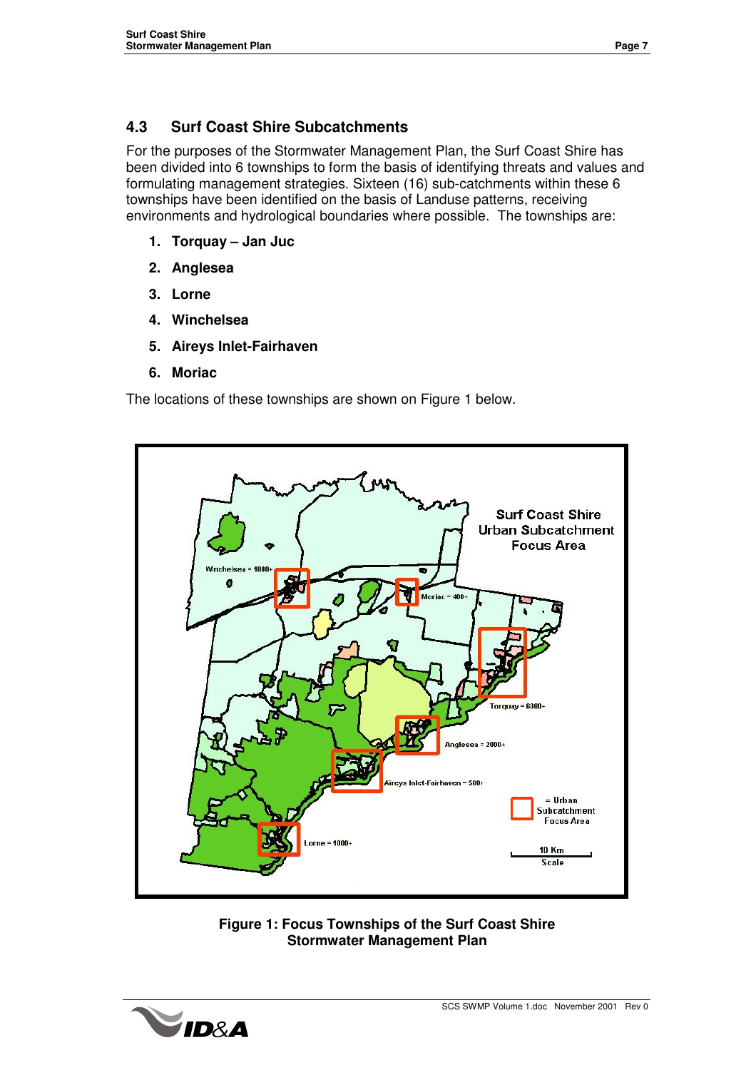### 4.3 Surf Coast Shire Subcatchments

For the purposes of the Stormwater Management Plan, the Surf Coast Shire has been divided into 6 townships to form the basis of identifying threats and values and formulating management strategies. Sixteen (16) sub-catchments within these 6 townships have been identified on the basis of Landuse patterns, receiving environments and hydrological boundaries where possible. The townships are:

1. **Torquay – Jan Juc**
2. **Anglesea**
3. **Lorne**
4. **Winchelsea**
5. **Aireys Inlet-Fairhaven**
6. **Moriac**

The locations of these townships are shown on Figure 1 below.

**Figure 1: Focus Townships of the Surf Coast Shire Stormwater Management Plan**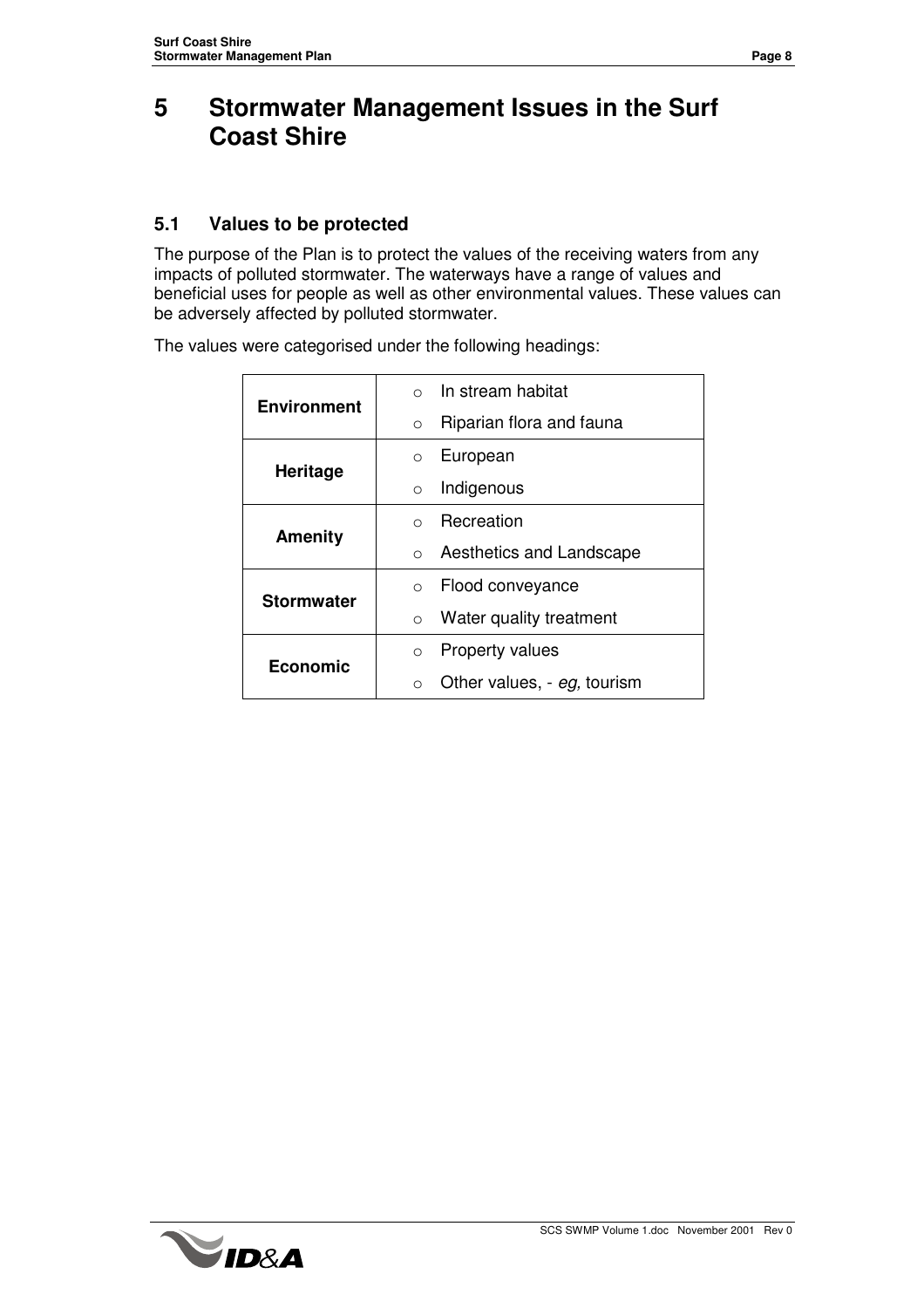# 5 Stormwater Management Issues in the Surf Coast Shire

## 5.1 Values to be protected

The purpose of the Plan is to protect the values of the receiving waters from any impacts of polluted stormwater. The waterways have a range of values and beneficial uses for people as well as other environmental values. These values can be adversely affected by polluted stormwater.

The values were categorised under the following headings:

| | |
|---|---|
| **Environment** | ○ In stream habitat<br>○ Riparian flora and fauna |
| **Heritage** | ○ European<br>○ Indigenous |
| **Amenity** | ○ Recreation<br>○ Aesthetics and Landscape |
| **Stormwater** | ○ Flood conveyance<br>○ Water quality treatment |
| **Economic** | ○ Property values<br>○ Other values, - *eg,* tourism |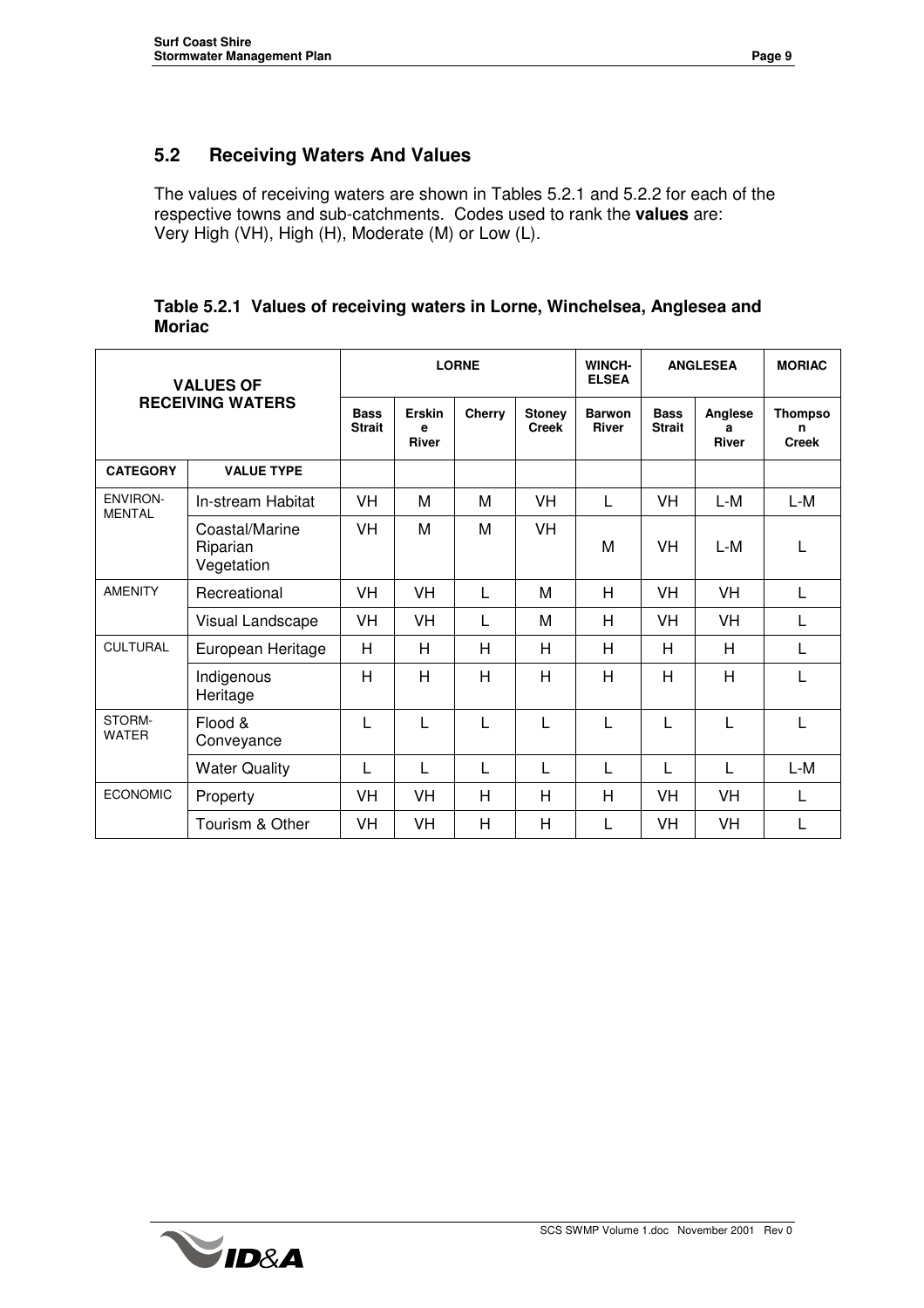## 5.2 Receiving Waters And Values

The values of receiving waters are shown in Tables 5.2.1 and 5.2.2 for each of the respective towns and sub-catchments. Codes used to rank the **values** are:
Very High (VH), High (H), Moderate (M) or Low (L).

**Table 5.2.1 Values of receiving waters in Lorne, Winchelsea, Anglesea and Moriac**

| VALUES OF RECEIVING WATERS | | LORNE | | | | WINCH-ELSEA | ANGLESEA | | MORIAC |
|---|---|---|---|---|---|---|---|---|---|
| | | Bass Strait | Erskine River | Cherry | Stoney Creek | Barwon River | Bass Strait | Anglesea River | Thompson Creek |
| CATEGORY | VALUE TYPE | | | | | | | | |
| ENVIRON-MENTAL | In-stream Habitat | VH | M | M | VH | L | VH | L-M | L-M |
| | Coastal/Marine Riparian Vegetation | VH | M | M | VH | M | VH | L-M | L |
| AMENITY | Recreational | VH | VH | L | M | H | VH | VH | L |
| | Visual Landscape | VH | VH | L | M | H | VH | VH | L |
| CULTURAL | European Heritage | H | H | H | H | H | H | H | L |
| | Indigenous Heritage | H | H | H | H | H | H | H | L |
| STORM-WATER | Flood & Conveyance | L | L | L | L | L | L | L | L |
| | Water Quality | L | L | L | L | L | L | L | L-M |
| ECONOMIC | Property | VH | VH | H | H | H | VH | VH | L |
| | Tourism & Other | VH | VH | H | H | L | VH | VH | L |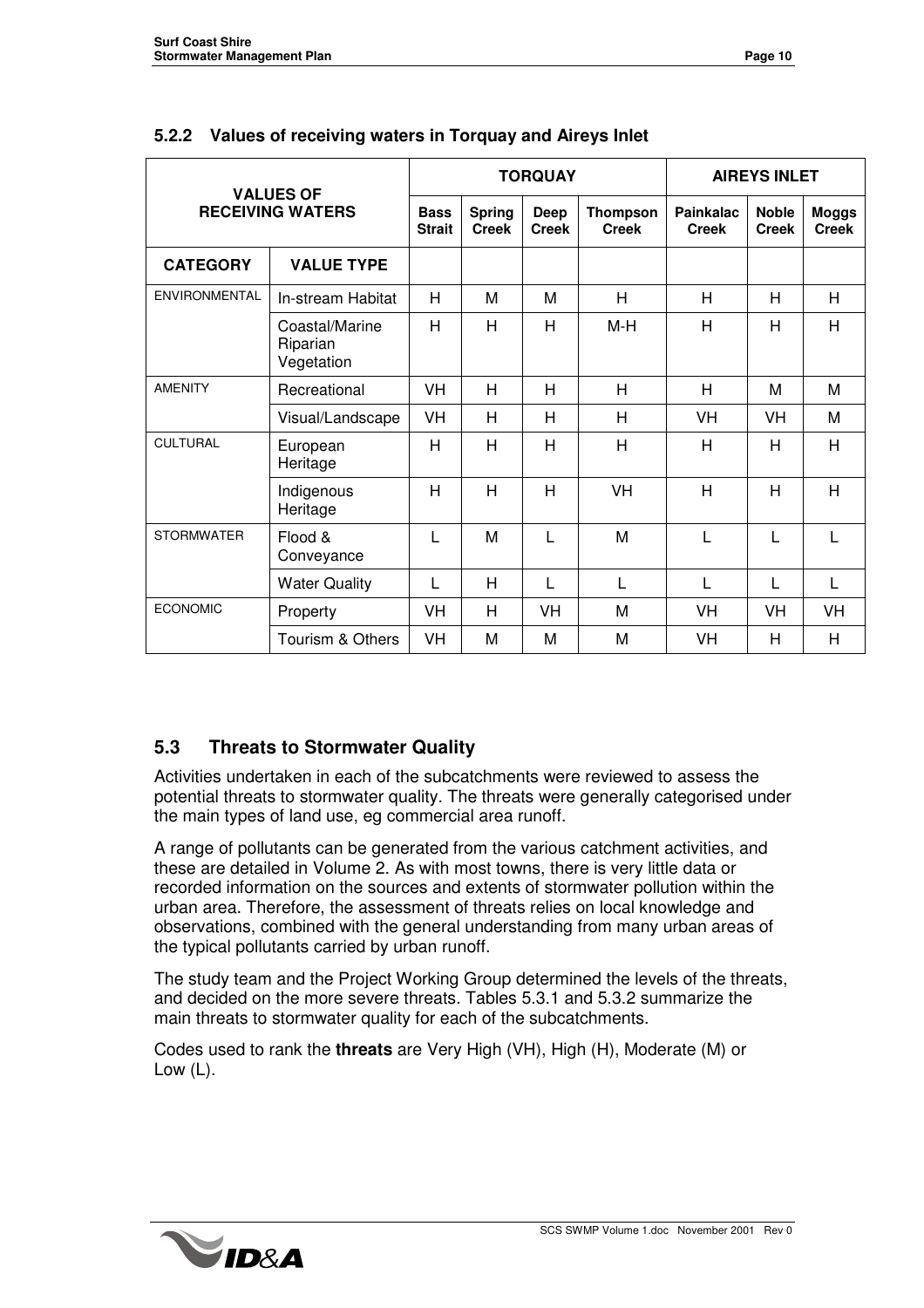### 5.2.2 Values of receiving waters in Torquay and Aireys Inlet

| VALUES OF RECEIVING WATERS | | TORQUAY | | | | AIREYS INLET | | |
|---|---|---|---|---|---|---|---|---|
| | | Bass Strait | Spring Creek | Deep Creek | Thompson Creek | Painkalac Creek | Noble Creek | Moggs Creek |
| **CATEGORY** | **VALUE TYPE** | | | | | | | |
| ENVIRONMENTAL | In-stream Habitat | H | M | M | H | H | H | H |
| | Coastal/Marine Riparian Vegetation | H | H | H | M-H | H | H | H |
| AMENITY | Recreational | VH | H | H | H | H | M | M |
| | Visual/Landscape | VH | H | H | H | VH | VH | M |
| CULTURAL | European Heritage | H | H | H | H | H | H | H |
| | Indigenous Heritage | H | H | H | VH | H | H | H |
| STORMWATER | Flood & Conveyance | L | M | L | M | L | L | L |
| | Water Quality | L | H | L | L | L | L | L |
| ECONOMIC | Property | VH | H | VH | M | VH | VH | VH |
| | Tourism & Others | VH | M | M | M | VH | H | H |

## 5.3 Threats to Stormwater Quality

Activities undertaken in each of the subcatchments were reviewed to assess the potential threats to stormwater quality. The threats were generally categorised under the main types of land use, eg commercial area runoff.

A range of pollutants can be generated from the various catchment activities, and these are detailed in Volume 2. As with most towns, there is very little data or recorded information on the sources and extents of stormwater pollution within the urban area. Therefore, the assessment of threats relies on local knowledge and observations, combined with the general understanding from many urban areas of the typical pollutants carried by urban runoff.

The study team and the Project Working Group determined the levels of the threats, and decided on the more severe threats. Tables 5.3.1 and 5.3.2 summarize the main threats to stormwater quality for each of the subcatchments.

Codes used to rank the **threats** are Very High (VH), High (H), Moderate (M) or Low (L).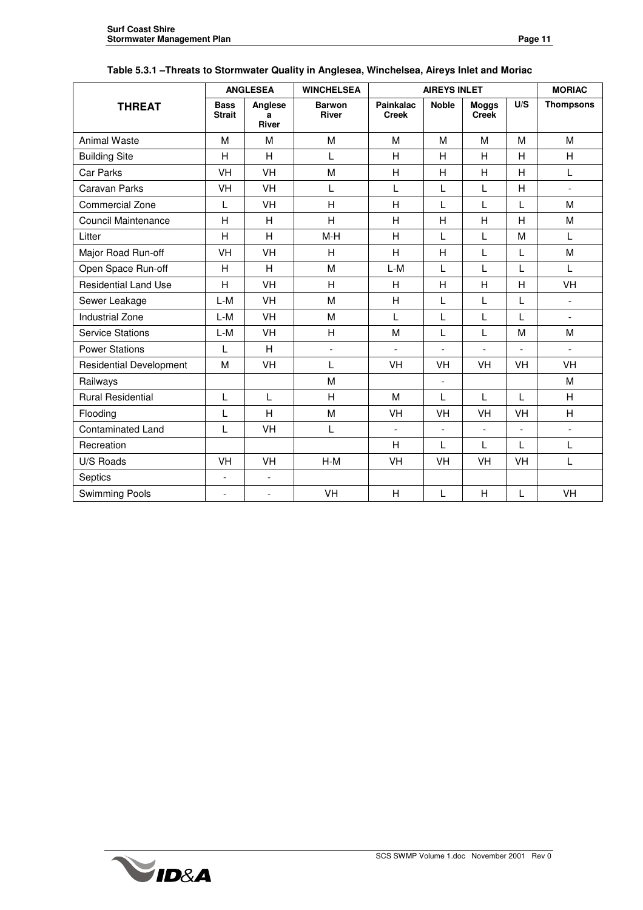**Table 5.3.1 –Threats to Stormwater Quality in Anglesea, Winchelsea, Aireys Inlet and Moriac**

| THREAT | ANGLESEA | | WINCHELSEA | AIREYS INLET | | | | MORIAC |
|---|---|---|---|---|---|---|---|---|
| | Bass Strait | Anglesea River | Barwon River | Painkalac Creek | Noble | Moggs Creek | U/S | Thompsons |
| Animal Waste | M | M | M | M | M | M | M | M |
| Building Site | H | H | L | H | H | H | H | H |
| Car Parks | VH | VH | M | H | H | H | H | L |
| Caravan Parks | VH | VH | L | L | L | L | H | - |
| Commercial Zone | L | VH | H | H | L | L | L | M |
| Council Maintenance | H | H | H | H | H | H | H | M |
| Litter | H | H | M-H | H | L | L | M | L |
| Major Road Run-off | VH | VH | H | H | H | L | L | M |
| Open Space Run-off | H | H | M | L-M | L | L | L | L |
| Residential Land Use | H | VH | H | H | H | H | H | VH |
| Sewer Leakage | L-M | VH | M | H | L | L | L | - |
| Industrial Zone | L-M | VH | M | L | L | L | L | - |
| Service Stations | L-M | VH | H | M | L | L | M | M |
| Power Stations | L | H | - | - | - | - | - | - |
| Residential Development | M | VH | L | VH | VH | VH | VH | VH |
| Railways | | | M | | - | | | M |
| Rural Residential | L | L | H | M | L | L | L | H |
| Flooding | L | H | M | VH | VH | VH | VH | H |
| Contaminated Land | L | VH | L | - | - | - | - | - |
| Recreation | | | | H | L | L | L | L |
| U/S Roads | VH | VH | H-M | VH | VH | VH | VH | L |
| Septics | - | - | | | | | | |
| Swimming Pools | - | - | VH | H | L | H | L | VH |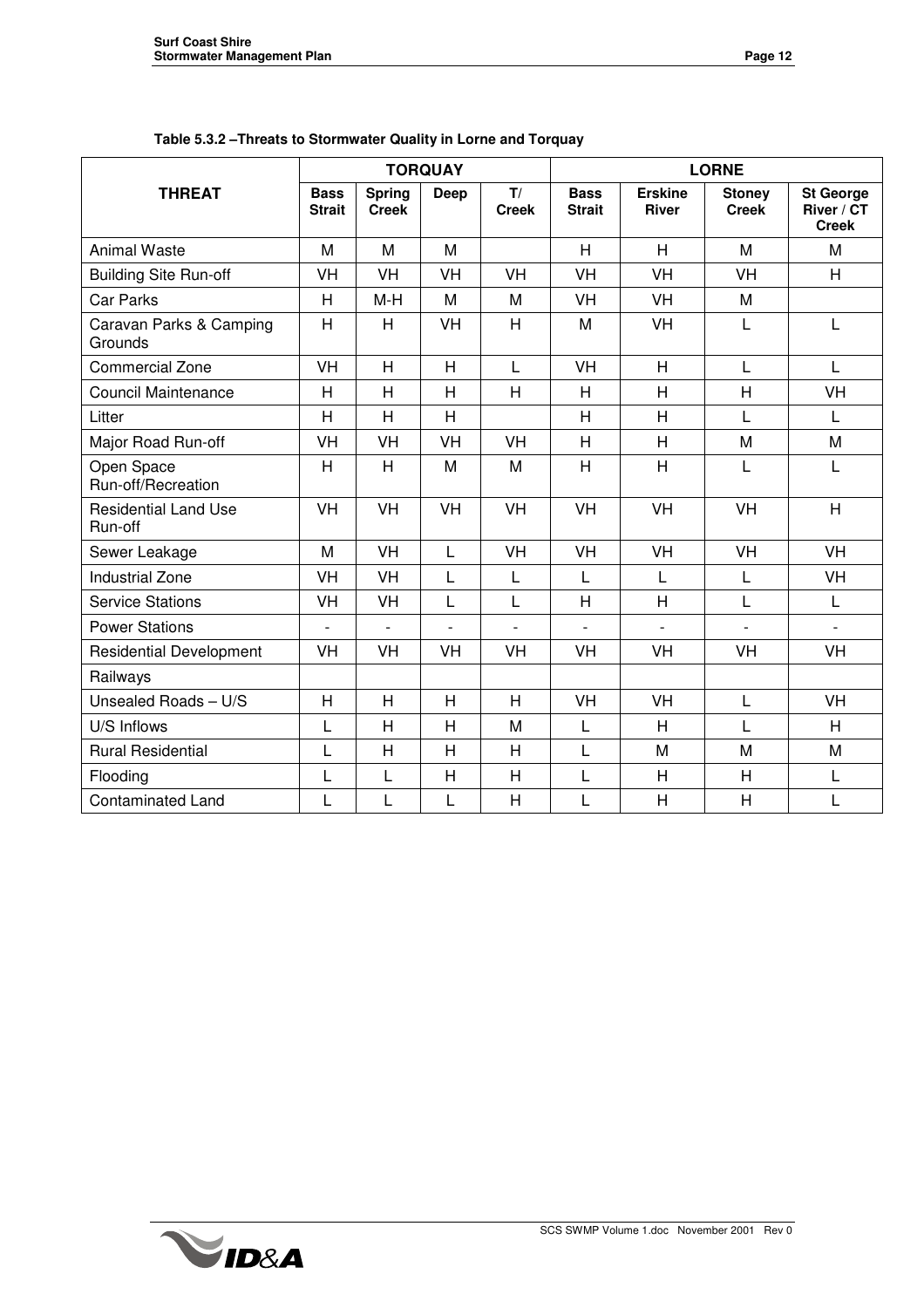**Table 5.3.2 –Threats to Stormwater Quality in Lorne and Torquay**

| THREAT | TORQUAY | | | | LORNE | | | |
|---|---|---|---|---|---|---|---|---|
| | Bass Strait | Spring Creek | Deep | T/ Creek | Bass Strait | Erskine River | Stoney Creek | St George River / CT Creek |
| Animal Waste | M | M | M | | H | H | M | M |
| Building Site Run-off | VH | VH | VH | VH | VH | VH | VH | H |
| Car Parks | H | M-H | M | M | VH | VH | M | |
| Caravan Parks & Camping Grounds | H | H | VH | H | M | VH | L | L |
| Commercial Zone | VH | H | H | L | VH | H | L | L |
| Council Maintenance | H | H | H | H | H | H | H | VH |
| Litter | H | H | H | | H | H | L | L |
| Major Road Run-off | VH | VH | VH | VH | H | H | M | M |
| Open Space Run-off/Recreation | H | H | M | M | H | H | L | L |
| Residential Land Use Run-off | VH | VH | VH | VH | VH | VH | VH | H |
| Sewer Leakage | M | VH | L | VH | VH | VH | VH | VH |
| Industrial Zone | VH | VH | L | L | L | L | L | VH |
| Service Stations | VH | VH | L | L | H | H | L | L |
| Power Stations | - | - | - | - | - | - | - | - |
| Residential Development | VH | VH | VH | VH | VH | VH | VH | VH |
| Railways | | | | | | | | |
| Unsealed Roads – U/S | H | H | H | H | VH | VH | L | VH |
| U/S Inflows | L | H | H | M | L | H | L | H |
| Rural Residential | L | H | H | H | L | M | M | M |
| Flooding | L | L | H | H | L | H | H | L |
| Contaminated Land | L | L | L | H | L | H | H | L |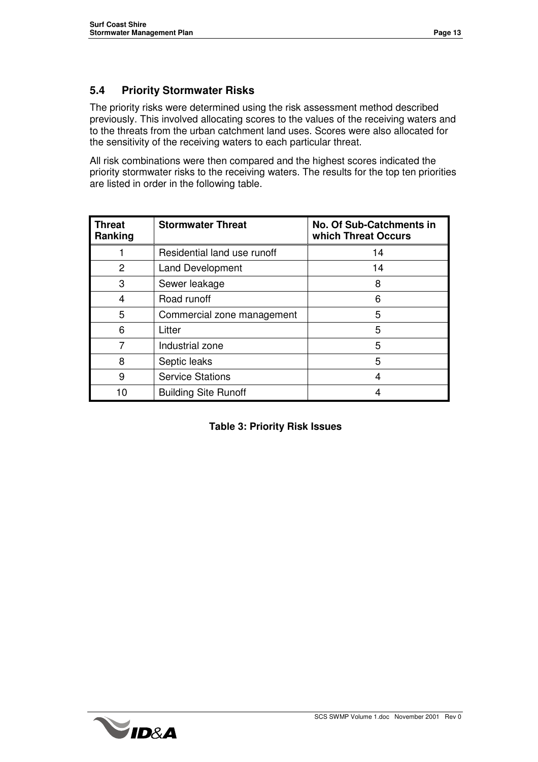## 5.4 Priority Stormwater Risks

The priority risks were determined using the risk assessment method described previously. This involved allocating scores to the values of the receiving waters and to the threats from the urban catchment land uses. Scores were also allocated for the sensitivity of the receiving waters to each particular threat.

All risk combinations were then compared and the highest scores indicated the priority stormwater risks to the receiving waters. The results for the top ten priorities are listed in order in the following table.

| Threat Ranking | Stormwater Threat | No. Of Sub-Catchments in which Threat Occurs |
|---|---|---|
| 1 | Residential land use runoff | 14 |
| 2 | Land Development | 14 |
| 3 | Sewer leakage | 8 |
| 4 | Road runoff | 6 |
| 5 | Commercial zone management | 5 |
| 6 | Litter | 5 |
| 7 | Industrial zone | 5 |
| 8 | Septic leaks | 5 |
| 9 | Service Stations | 4 |
| 10 | Building Site Runoff | 4 |

**Table 3: Priority Risk Issues**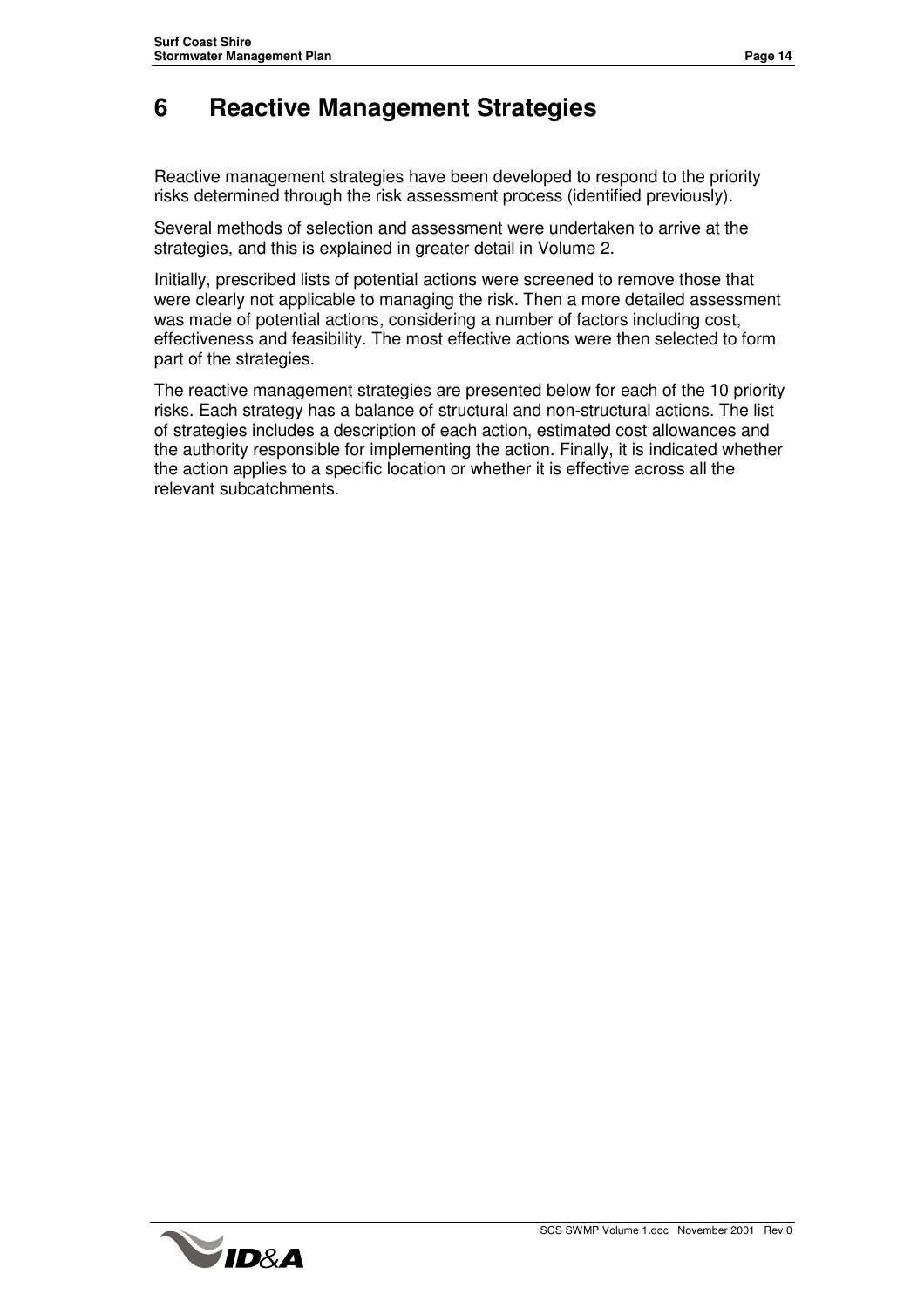# 6 Reactive Management Strategies

Reactive management strategies have been developed to respond to the priority risks determined through the risk assessment process (identified previously).

Several methods of selection and assessment were undertaken to arrive at the strategies, and this is explained in greater detail in Volume 2.

Initially, prescribed lists of potential actions were screened to remove those that were clearly not applicable to managing the risk. Then a more detailed assessment was made of potential actions, considering a number of factors including cost, effectiveness and feasibility. The most effective actions were then selected to form part of the strategies.

The reactive management strategies are presented below for each of the 10 priority risks. Each strategy has a balance of structural and non-structural actions. The list of strategies includes a description of each action, estimated cost allowances and the authority responsible for implementing the action. Finally, it is indicated whether the action applies to a specific location or whether it is effective across all the relevant subcatchments.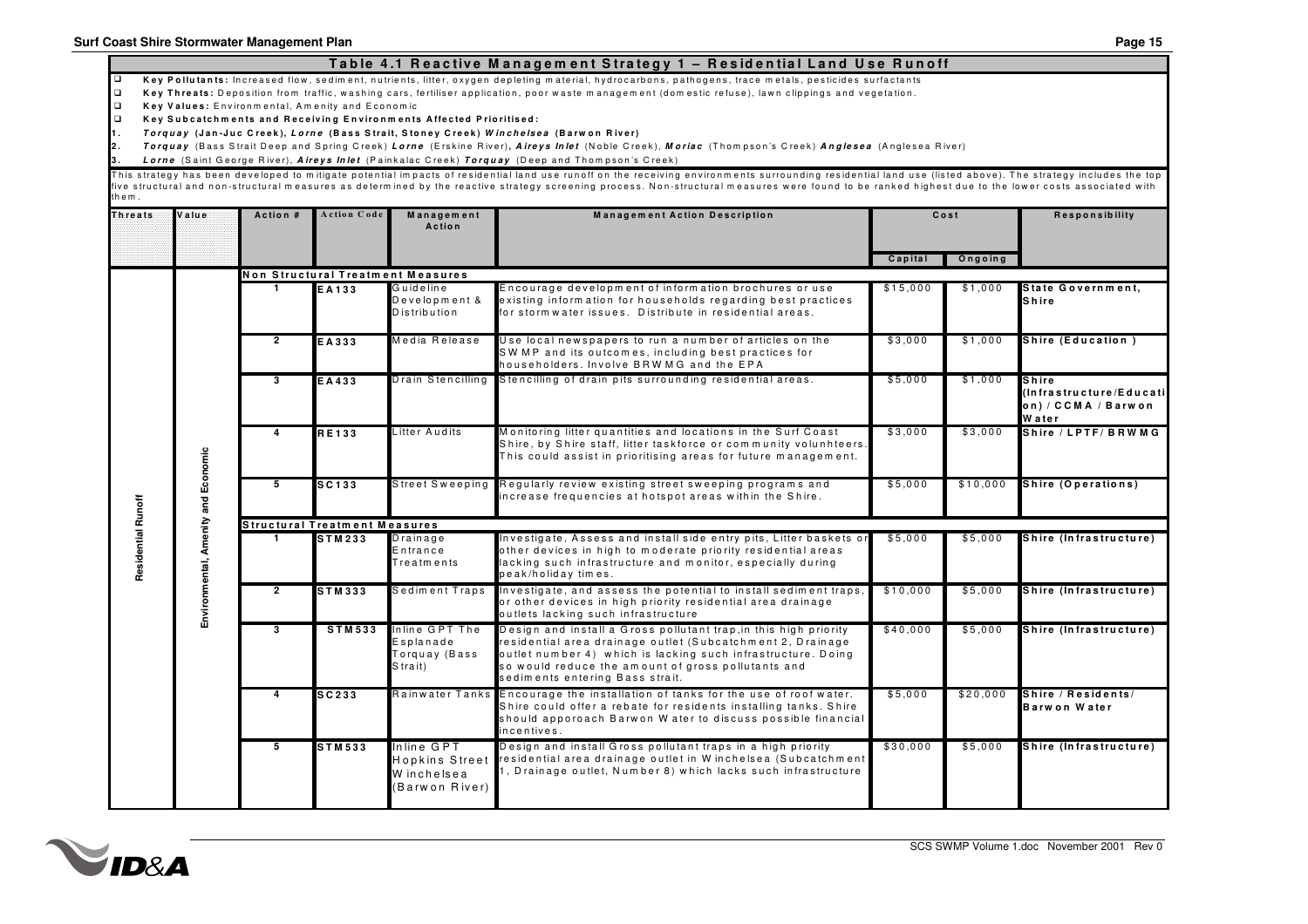## Table 4.1 Reactive Management Strategy 1 – Residential Land Use Runoff

- **Key Pollutants:** Increased flow, sediment, nutrients, litter, oxygen depleting material, hydrocarbons, pathogens, trace metals, pesticides surfactants
- **Key Threats:** Deposition from traffic, washing cars, fertiliser application, poor waste management (domestic refuse), lawn clippings and vegetation.
- **Key Values:** Environmental, Amenity and Economic
- **Key Subcatchments and Receiving Environments Affected Prioritised:**

1. ***Torquay*** **(Jan-Juc Creek),** ***Lorne*** **(Bass Strait, Stoney Creek)** ***Winchelsea*** **(Barwon River)**
2. ***Torquay*** (Bass Strait Deep and Spring Creek) ***Lorne*** (Erskine River)**,** ***Aireys Inlet*** (Noble Creek), ***Moriac*** (Thompson's Creek) ***Anglesea*** (Anglesea River)
3. ***Lorne*** (Saint George River), ***Aireys Inlet*** (Painkalac Creek) ***Torquay*** (Deep and Thompson's Creek)

This strategy has been developed to mitigate potential impacts of residential land use runoff on the receiving environments surrounding residential land use (listed above). The strategy includes the top five structural and non-structural measures as determined by the reactive strategy screening process. Non-structural measures were found to be ranked highest due to the lower costs associated with them.

| Threats | Value | Action # | Action Code | Management Action | Management Action Description | Cost | | Responsibility |
|---|---|---|---|---|---|---|---|---|
| | | | | | | Capital | Ongoing | |
| Residential Runoff | Environmental, Amenity and Economic | **Non Structural Treatment Measures** | | | | | | |
| | | 1 | EA133 | Guideline Development & Distribution | Encourage development of information brochures or use existing information for households regarding best practices for stormwater issues. Distribute in residential areas. | $15,000 | $1,000 | **State Government, Shire** |
| | | 2 | EA333 | Media Release | Use local newspapers to run a number of articles on the SWMP and its outcomes, including best practices for householders. Involve BRWMG and the EPA | $3,000 | $1,000 | **Shire (Education )** |
| | | 3 | EA433 | Drain Stencilling | Stencilling of drain pits surrounding residential areas. | $5,000 | $1,000 | **Shire (Infrastructure/Education) / CCMA / Barwon Water** |
| | | 4 | RE133 | Litter Audits | Monitoring litter quantities and locations in the Surf Coast Shire, by Shire staff, litter taskforce or community volunhteers. This could assist in prioritising areas for future management. | $3,000 | $3,000 | **Shire / LPTF/ BRWMG** |
| | | 5 | SC133 | Street Sweeping | Regularly review existing street sweeping programs and increase frequencies at hotspot areas within the Shire. | $5,000 | $10,000 | **Shire (Operations)** |
| | | **Structural Treatment Measures** | | | | | | |
| | | 1 | STM233 | Drainage Entrance Treatments | Investigate, Assess and install side entry pits, Litter baskets or other devices in high to moderate priority residential areas lacking such infrastructure and monitor, especially during peak/holiday times. | $5,000 | $5,000 | **Shire (Infrastructure)** |
| | | 2 | STM333 | Sediment Traps | Investigate, and assess the potential to install sediment traps, or other devices in high priority residential area drainage outlets lacking such infrastructure | $10,000 | $5,000 | **Shire (Infrastructure)** |
| | | 3 | STM533 | Inline GPT The Esplanade Torquay (Bass Strait) | Design and install a Gross pollutant trap,in this high priority residential area drainage outlet (Subcatchment 2, Drainage outlet number 4) which is lacking such infrastructure. Doing so would reduce the amount of gross pollutants and sediments entering Bass strait. | $40,000 | $5,000 | **Shire (Infrastructure)** |
| | | 4 | SC233 | Rainwater Tanks | Encourage the installation of tanks for the use of roof water. Shire could offer a rebate for residents installing tanks. Shire should apporoach Barwon Water to discuss possible financial incentives. | $5,000 | $20,000 | **Shire / Residents/ Barwon Water** |
| | | 5 | STM533 | Inline GPT Hopkins Street Winchelsea (Barwon River) | Design and install Gross pollutant traps in a high priority residential area drainage outlet in Winchelsea (Subcatchment 1, Drainage outlet, Number 8) which lacks such infrastructure | $30,000 | $5,000 | **Shire (Infrastructure)** |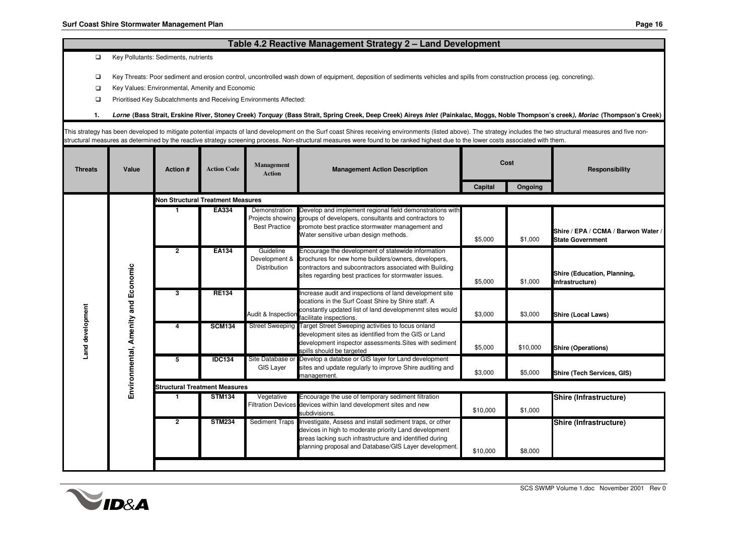## Table 4.2 Reactive Management Strategy 2 – Land Development

- Key Pollutants: Sediments, nutrients
- Key Threats: Poor sediment and erosion control, uncontrolled wash down of equipment, deposition of sediments vehicles and spills from construction process (eg. concreting).
- Key Values: Environmental, Amenity and Economic
- Prioritised Key Subcatchments and Receiving Environments Affected:

1. ***Lorne*** **(Bass Strait, Erskine River, Stoney Creek)** ***Torquay*** **(Bass Strait, Spring Creek, Deep Creek) Aireys** ***Inlet*** **(Painkalac, Moggs, Noble Thompson's creek)*****, Moriac*** **(Thompson's Creek)**

This strategy has been developed to mitigate potential impacts of land development on the Surf coast Shires receiving environments (listed above). The strategy includes the two structural measures and five non-structural measures as determined by the reactive strategy screening process. Non-structural measures were found to be ranked highest due to the lower costs associated with them.

| Threats | Value | Action # | Action Code | Management Action | Management Action Description | Cost | | Responsibility |
|---|---|---|---|---|---|---|---|---|
| | | | | | | Capital | Ongoing | |
| Land development | Environmental, Amenity and Economic | **Non Structural Treatment Measures** | | | | | | |
| | | 1 | EA334 | Demonstration Projects showing Best Practice | Develop and implement regional field demonstrations with groups of developers, consultants and contractors to promote best practice stormwater management and Water sensitive urban design methods. | $5,000 | $1,000 | **Shire / EPA / CCMA / Barwon Water / State Government** |
| | | 2 | EA134 | Guideline Development & Distribution | Encourage the development of statewide information brochures for new home builders/owners, developers, contractors and subcontractors associated with Building sites regarding best practices for stormwater issues. | $5,000 | $1,000 | **Shire (Education, Planning, Infrastructure)** |
| | | 3 | RE134 | Audit & Inspection | Increase audit and inspections of land development site locations in the Surf Coast Shire by Shire staff. A constantly updated list of land developmenmt sites would facilitate inspections. | $3,000 | $3,000 | **Shire (Local Laws)** |
| | | 4 | SCM134 | Street Sweeping | Target Street Sweeping activities to focus onland development sites as identified from the GIS or Land development inspector assessments.Sites with sediment spills should be targeted | $5,000 | $10,000 | **Shire (Operations)** |
| | | 5 | IDC134 | Site Database or GIS Layer | Develop a databse or GIS layer for Land development sites and update regularly to improve Shire auditing and management. | $3,000 | $5,000 | **Shire (Tech Services, GIS)** |
| | | **Structural Treatment Measures** | | | | | | |
| | | 1 | STM134 | Vegetative Filtration Devices | Encourage the use of temporary sediment filtration devices within land development sites and new subdivisions. | $10,000 | $1,000 | **Shire (Infrastructure)** |
| | | 2 | STM234 | Sediment Traps | Investigate, Assess and install sediment traps, or other devices in high to moderate priority Land development areas lacking such infrastructure and identified during planning proposal and Database/GIS Layer development. | $10,000 | $8,000 | **Shire (Infrastructure)** |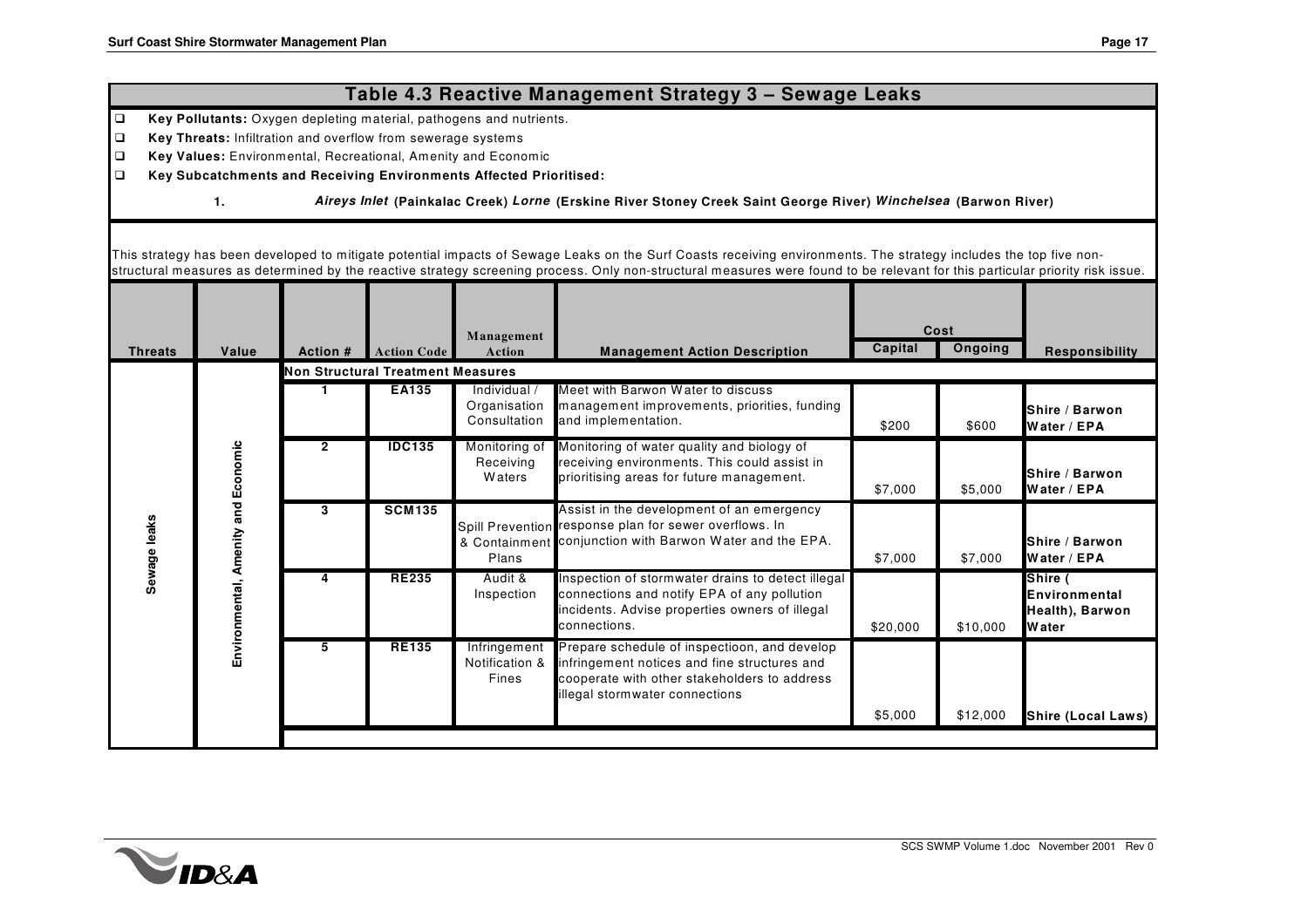## Table 4.3 Reactive Management Strategy 3 – Sewage Leaks

- **Key Pollutants:** Oxygen depleting material, pathogens and nutrients.
- **Key Threats:** Infiltration and overflow from sewerage systems
- **Key Values:** Environmental, Recreational, Amenity and Economic
- **Key Subcatchments and Receiving Environments Affected Prioritised:**

  1. ***Aireys Inlet*** **(Painkalac Creek)** ***Lorne*** **(Erskine River Stoney Creek Saint George River)** ***Winchelsea*** **(Barwon River)**

This strategy has been developed to mitigate potential impacts of Sewage Leaks on the Surf Coasts receiving environments. The strategy includes the top five non-structural measures as determined by the reactive strategy screening process. Only non-structural measures were found to be relevant for this particular priority risk issue.

| Threats | Value | Action # | Action Code | Management Action | Management Action Description | Cost | | Responsibility |
|---|---|---|---|---|---|---|---|---|
| | | | | | | Capital | Ongoing | |
| | | **Non Structural Treatment Measures** | | | | | | |
| Sewage leaks | Environmental, Amenity and Economic | 1 | EA135 | Individual / Organisation Consultation | Meet with Barwon Water to discuss management improvements, priorities, funding and implementation. | $200 | $600 | Shire / Barwon Water / EPA |
| | | 2 | IDC135 | Monitoring of Receiving Waters | Monitoring of water quality and biology of receiving environments. This could assist in prioritising areas for future management. | $7,000 | $5,000 | Shire / Barwon Water / EPA |
| | | 3 | SCM135 | Spill Prevention & Containment Plans | Assist in the development of an emergency response plan for sewer overflows. In conjunction with Barwon Water and the EPA. | $7,000 | $7,000 | Shire / Barwon Water / EPA |
| | | 4 | RE235 | Audit & Inspection | Inspection of stormwater drains to detect illegal connections and notify EPA of any pollution incidents. Advise properties owners of illegal connections. | $20,000 | $10,000 | Shire ( Environmental Health), Barwon Water |
| | | 5 | RE135 | Infringement Notification & Fines | Prepare schedule of inspectioon, and develop infringement notices and fine structures and cooperate with other stakeholders to address illegal stormwater connections | $5,000 | $12,000 | Shire (Local Laws) |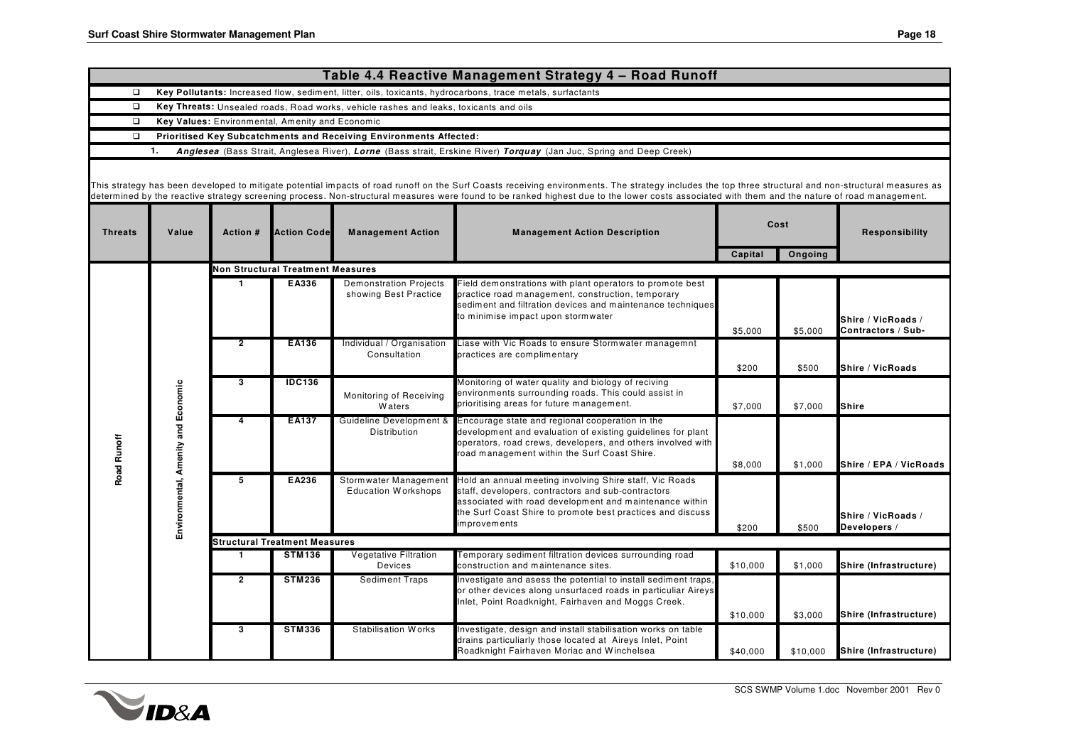## Table 4.4 Reactive Management Strategy 4 – Road Runoff

- **Key Pollutants:** Increased flow, sediment, litter, oils, toxicants, hydrocarbons, trace metals, surfactants
- **Key Threats:** Unsealed roads, Road works, vehicle rashes and leaks, toxicants and oils
- **Key Values:** Environmental, Amenity and Economic
- **Prioritised Key Subcatchments and Receiving Environments Affected:**

1. ***Anglesea*** (Bass Strait, Anglesea River), ***Lorne*** (Bass strait, Erskine River) ***Torquay*** (Jan Juc, Spring and Deep Creek)

This strategy has been developed to mitigate potential impacts of road runoff on the Surf Coasts receiving environments. The strategy includes the top three structural and non-structural measures as determined by the reactive strategy screening process. Non-structural measures were found to be ranked highest due to the lower costs associated with them and the nature of road management.

| Threats | Value | Action # | Action Code | Management Action | Management Action Description | Cost | | Responsibility |
|---|---|---|---|---|---|---|---|---|
| | | | | | | Capital | Ongoing | |
| Road Runoff | Environmental, Amenity and Economic | **Non Structural Treatment Measures** | | | | | | |
| | | 1 | EA336 | Demonstration Projects showing Best Practice | Field demonstrations with plant operators to promote best practice road management, construction, temporary sediment and filtration devices and maintenance techniques to minimise impact upon stormwater | $5,000 | $5,000 | Shire / VicRoads / Contractors / Sub- |
| | | 2 | EA136 | Individual / Organisation Consultation | Liase with Vic Roads to ensure Stormwater managemnt practices are complimentary | $200 | $500 | Shire / VicRoads |
| | | 3 | IDC136 | Monitoring of Receiving Waters | Monitoring of water quality and biology of reciving environments surrounding roads. This could assist in prioritising areas for future management. | $7,000 | $7,000 | Shire |
| | | 4 | EA137 | Guideline Development & Distribution | Encourage state and regional cooperation in the development and evaluation of existing guidelines for plant operators, road crews, developers, and others involved with road management within the Surf Coast Shire. | $8,000 | $1,000 | Shire / EPA / VicRoads |
| | | 5 | EA236 | Stormwater Management Education Workshops | Hold an annual meeting involving Shire staff, Vic Roads staff, developers, contractors and sub-contractors associated with road development and maintenance within the Surf Coast Shire to promote best practices and discuss improvements | $200 | $500 | Shire / VicRoads / Developers / |
| | | **Structural Treatment Measures** | | | | | | |
| | | 1 | STM136 | Vegetative Filtration Devices | Temporary sediment filtration devices surrounding road construction and maintenance sites. | $10,000 | $1,000 | Shire (Infrastructure) |
| | | 2 | STM236 | Sediment Traps | Investigate and asess the potential to install sediment traps, or other devices along unsurfaced roads in particuliar Aireys Inlet, Point Roadknight, Fairhaven and Moggs Creek. | $10,000 | $3,000 | Shire (Infrastructure) |
| | | 3 | STM336 | Stabilisation Works | Investigate, design and install stabilisation works on table drains particuliarly those located at Aireys Inlet, Point Roadknight Fairhaven Moriac and Winchelsea | $40,000 | $10,000 | Shire (Infrastructure) |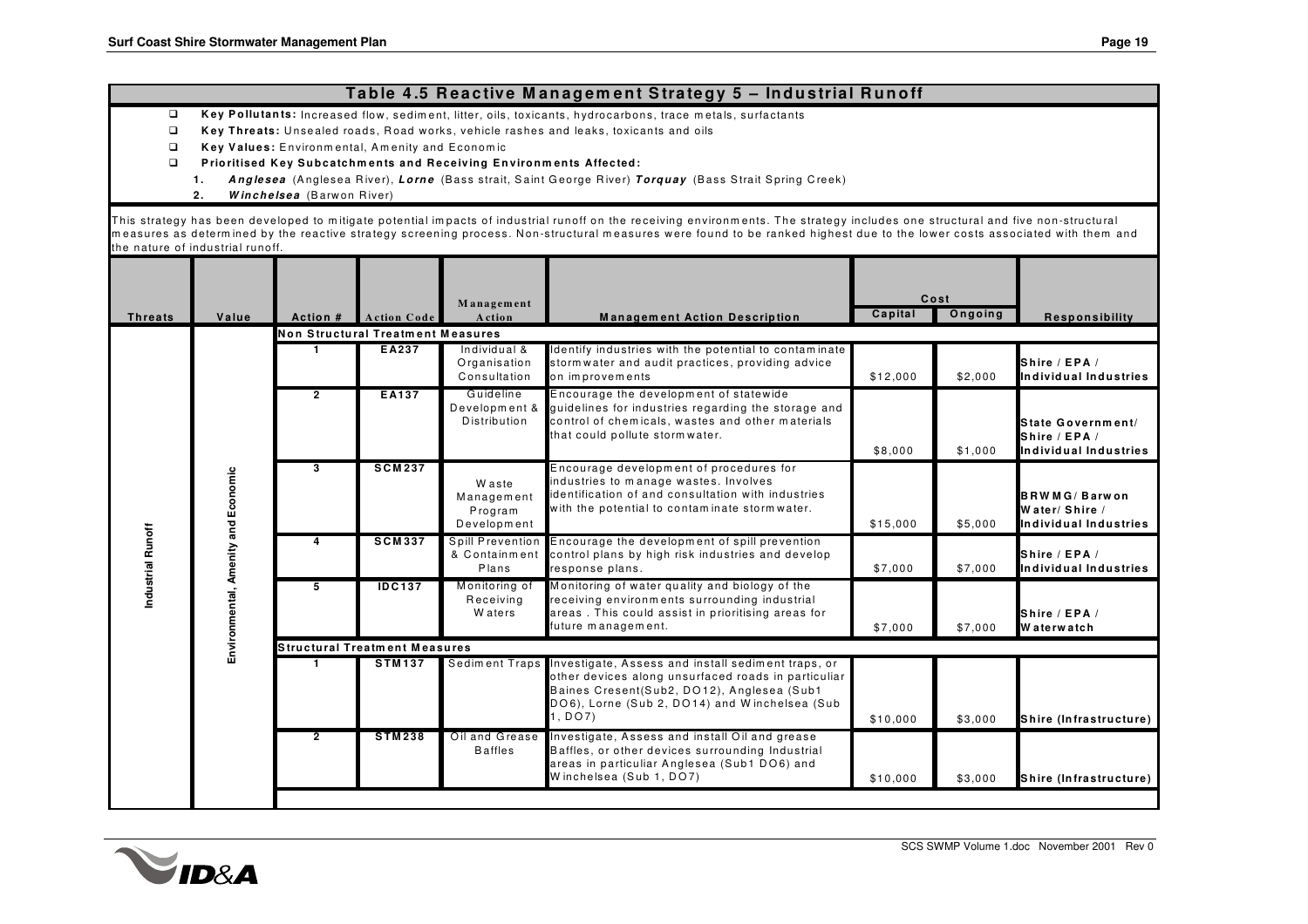## Table 4.5 Reactive Management Strategy 5 – Industrial Runoff

- **Key Pollutants:** Increased flow, sediment, litter, oils, toxicants, hydrocarbons, trace metals, surfactants
- **Key Threats:** Unsealed roads, Road works, vehicle rashes and leaks, toxicants and oils
- **Key Values:** Environmental, Amenity and Economic
- **Prioritised Key Subcatchments and Receiving Environments Affected:**
  1. ***Anglesea*** (Anglesea River), ***Lorne*** (Bass strait, Saint George River) ***Torquay*** (Bass Strait Spring Creek)
  2. ***Winchelsea*** (Barwon River)

This strategy has been developed to mitigate potential impacts of industrial runoff on the receiving environments. The strategy includes one structural and five non-structural measures as determined by the reactive strategy screening process. Non-structural measures were found to be ranked highest due to the lower costs associated with them and the nature of industrial runoff.

| Threats | Value | Action # | Action Code | Management Action | Management Action Description | Cost Capital | Cost Ongoing | Responsibility |
|---|---|---|---|---|---|---|---|---|
| Industrial Runoff | Environmental, Amenity and Economic | **Non Structural Treatment Measures** | | | | | | |
| | | 1 | EA237 | Individual & Organisation Consultation | Identify industries with the potential to contaminate stormwater and audit practices, providing advice on improvements | $12,000 | $2,000 | Shire / EPA / Individual Industries |
| | | 2 | EA137 | Guideline Development & Distribution | Encourage the development of statewide guidelines for industries regarding the storage and control of chemicals, wastes and other materials that could pollute stormwater. | $8,000 | $1,000 | State Government/ Shire / EPA / Individual Industries |
| | | 3 | SCM237 | Waste Management Program Development | Encourage development of procedures for industries to manage wastes. Involves identification of and consultation with industries with the potential to contaminate stormwater. | $15,000 | $5,000 | BRWMG/ Barwon Water/ Shire / Individual Industries |
| | | 4 | SCM337 | Spill Prevention & Containment Plans | Encourage the development of spill prevention control plans by high risk industries and develop response plans. | $7,000 | $7,000 | Shire / EPA / Individual Industries |
| | | 5 | IDC137 | Monitoring of Receiving Waters | Monitoring of water quality and biology of the receiving environments surrounding industrial areas . This could assist in prioritising areas for future management. | $7,000 | $7,000 | Shire / EPA / Waterwatch |
| | | **Structural Treatment Measures** | | | | | | |
| | | 1 | STM137 | Sediment Traps | Investigate, Assess and install sediment traps, or other devices along unsurfaced roads in particuliar Baines Cresent(Sub2, DO12), Anglesea (Sub1 DO6), Lorne (Sub 2, DO14) and Winchelsea (Sub 1, DO7) | $10,000 | $3,000 | Shire (Infrastructure) |
| | | 2 | STM238 | Oil and Grease Baffles | Investigate, Assess and install Oil and grease Baffles, or other devices surrounding Industrial areas in particuliar Anglesea (Sub1 DO6) and Winchelsea (Sub 1, DO7) | $10,000 | $3,000 | Shire (Infrastructure) |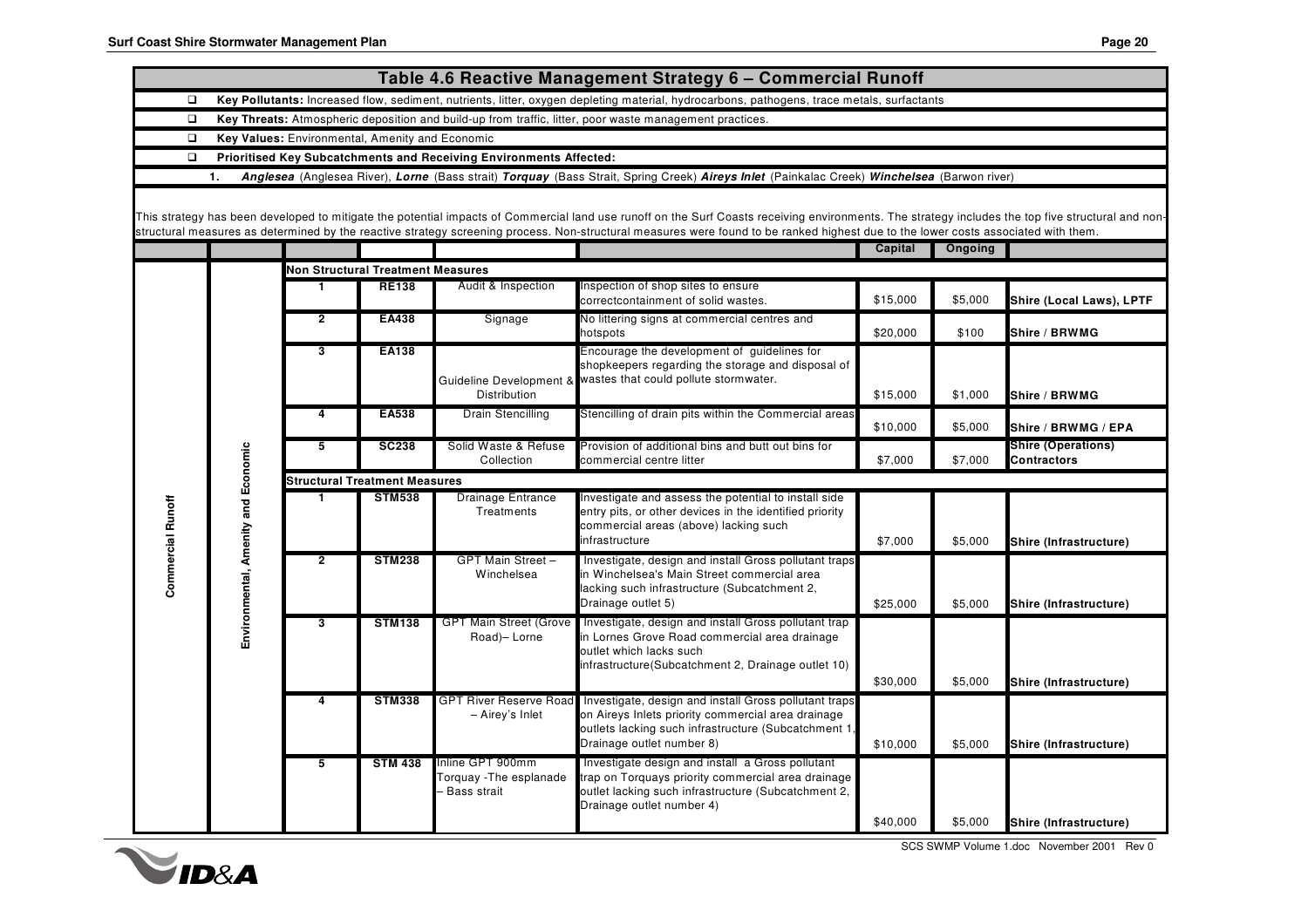## Table 4.6 Reactive Management Strategy 6 – Commercial Runoff

- **Key Pollutants:** Increased flow, sediment, nutrients, litter, oxygen depleting material, hydrocarbons, pathogens, trace metals, surfactants
- **Key Threats:** Atmospheric deposition and build-up from traffic, litter, poor waste management practices.
- **Key Values:** Environmental, Amenity and Economic
- **Prioritised Key Subcatchments and Receiving Environments Affected:**
  1. ***Anglesea*** (Anglesea River), ***Lorne*** (Bass strait) ***Torquay*** (Bass Strait, Spring Creek) ***Aireys Inlet*** (Painkalac Creek) ***Winchelsea*** (Barwon river)

This strategy has been developed to mitigate the potential impacts of Commercial land use runoff on the Surf Coasts receiving environments. The strategy includes the top five structural and non-structural measures as determined by the reactive strategy screening process. Non-structural measures were found to be ranked highest due to the lower costs associated with them.

| | | | | | | Capital | Ongoing | |
|---|---|---|---|---|---|---|---|---|
| **Commercial Runoff** | **Environmental, Amenity and Economic** | **Non Structural Treatment Measures** | | | | | | |
| | | 1 | **RE138** | Audit & Inspection | Inspection of shop sites to ensure correctcontainment of solid wastes. | $15,000 | $5,000 | **Shire (Local Laws), LPTF** |
| | | 2 | **EA438** | Signage | No littering signs at commercial centres and hotspots | $20,000 | $100 | **Shire / BRWMG** |
| | | 3 | **EA138** | Guideline Development & Distribution | Encourage the development of guidelines for shopkeepers regarding the storage and disposal of wastes that could pollute stormwater. | $15,000 | $1,000 | **Shire / BRWMG** |
| | | 4 | **EA538** | Drain Stencilling | Stencilling of drain pits within the Commercial areas | $10,000 | $5,000 | **Shire / BRWMG / EPA** |
| | | 5 | **SC238** | Solid Waste & Refuse Collection | Provision of additional bins and butt out bins for commercial centre litter | $7,000 | $7,000 | **Shire (Operations) Contractors** |
| | | **Structural Treatment Measures** | | | | | | |
| | | 1 | **STM538** | Drainage Entrance Treatments | Investigate and assess the potential to install side entry pits, or other devices in the identified priority commercial areas (above) lacking such infrastructure | $7,000 | $5,000 | **Shire (Infrastructure)** |
| | | 2 | **STM238** | GPT Main Street – Winchelsea | Investigate, design and install Gross pollutant traps in Winchelsea's Main Street commercial area lacking such infrastructure (Subcatchment 2, Drainage outlet 5) | $25,000 | $5,000 | **Shire (Infrastructure)** |
| | | 3 | **STM138** | GPT Main Street (Grove Road)– Lorne | Investigate, design and install Gross pollutant trap in Lornes Grove Road commercial area drainage outlet which lacks such infrastructure(Subcatchment 2, Drainage outlet 10) | $30,000 | $5,000 | **Shire (Infrastructure)** |
| | | 4 | **STM338** | GPT River Reserve Road – Airey's Inlet | Investigate, design and install Gross pollutant traps on Aireys Inlets priority commercial area drainage outlets lacking such infrastructure (Subcatchment 1, Drainage outlet number 8) | $10,000 | $5,000 | **Shire (Infrastructure)** |
| | | 5 | **STM 438** | Inline GPT 900mm Torquay -The esplanade – Bass strait | Investigate design and install a Gross pollutant trap on Torquays priority commercial area drainage outlet lacking such infrastructure (Subcatchment 2, Drainage outlet number 4) | $40,000 | $5,000 | **Shire (Infrastructure)** |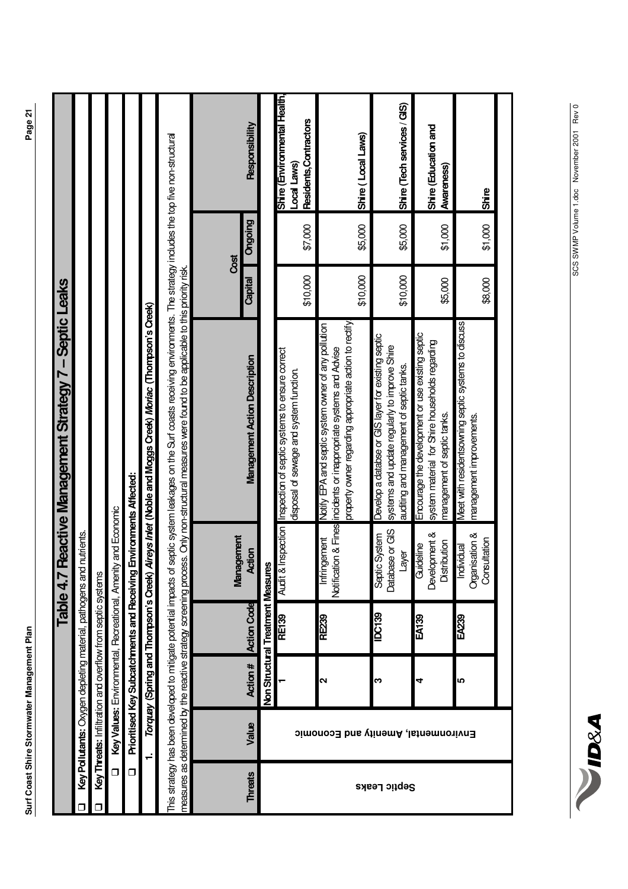# Table 4.7 Reactive Management Strategy 7 – Septic Leaks

- **Key Pollutants:** Oxygen depleting material, pathogens and nutrients.
- **Key Threats:** Infiltration and overflow from septic systems
- **Key Values:** Environmental, Recreational, Amenity and Economic
- **Prioritised Key Subcatchments and Receiving Environments Affected:**

1. *Torquay* (Spring and Thompson's Creek) *Aireys Inlet* (Noble and Moggs Creek) *Moriac* (Thompson's Creek)

This strategy has been developed to mitigate potential impacts of septic system leakages on the Surf coasts receiving environments. The strategy includes the top five non-structural measures as determined by the reactive strategy screening process. Only non-structural measures were found to be applicable to this priority risk.

| Threats | Value | Action # | Action Code | Management Action | Management Action Description | Cost: Capital | Cost: Ongoing | Responsibility |
|---|---|---|---|---|---|---|---|---|
| Septic Leaks | Environmental, Amenity and Economic | **Non Structural Treatment Measures** | | | | | | |
| | | 1 | RE139 | Audit & Inspection | Inspection of septic systems to ensure correct disposal of sewage and system function. | $10,000 | $7,000 | Shire (Environmental Health, Local Laws) Residents, Contractors |
| | | 2 | RE239 | Infringement Notification & Fines | Notify EPA and septic system owner of any pollution incidents or inappropriate systems and Advise property owner regarding appropriate action to rectify. | $10,000 | $5,000 | Shire ( Local Laws) |
| | | 3 | IDC139 | Septic System Database or GIS Layer | Develop a databse or GIS layer for existing septic systems and update regularly to improve Shire auditing and management of septic tanks. | $10,000 | $5,000 | Shire (Tech services / GIS) |
| | | 4 | EA139 | Guideline Development & Distribution | Encourage the development or use existing septic system material for Shire households regarding management of septic tanks. | $5,000 | $1,000 | Shire (Education and Awareness) |
| | | 5 | EA239 | Individual Organisation & Consultation | Meet with residentsowning septic systems to discuss management improvements. | $8,000 | $1,000 | Shire |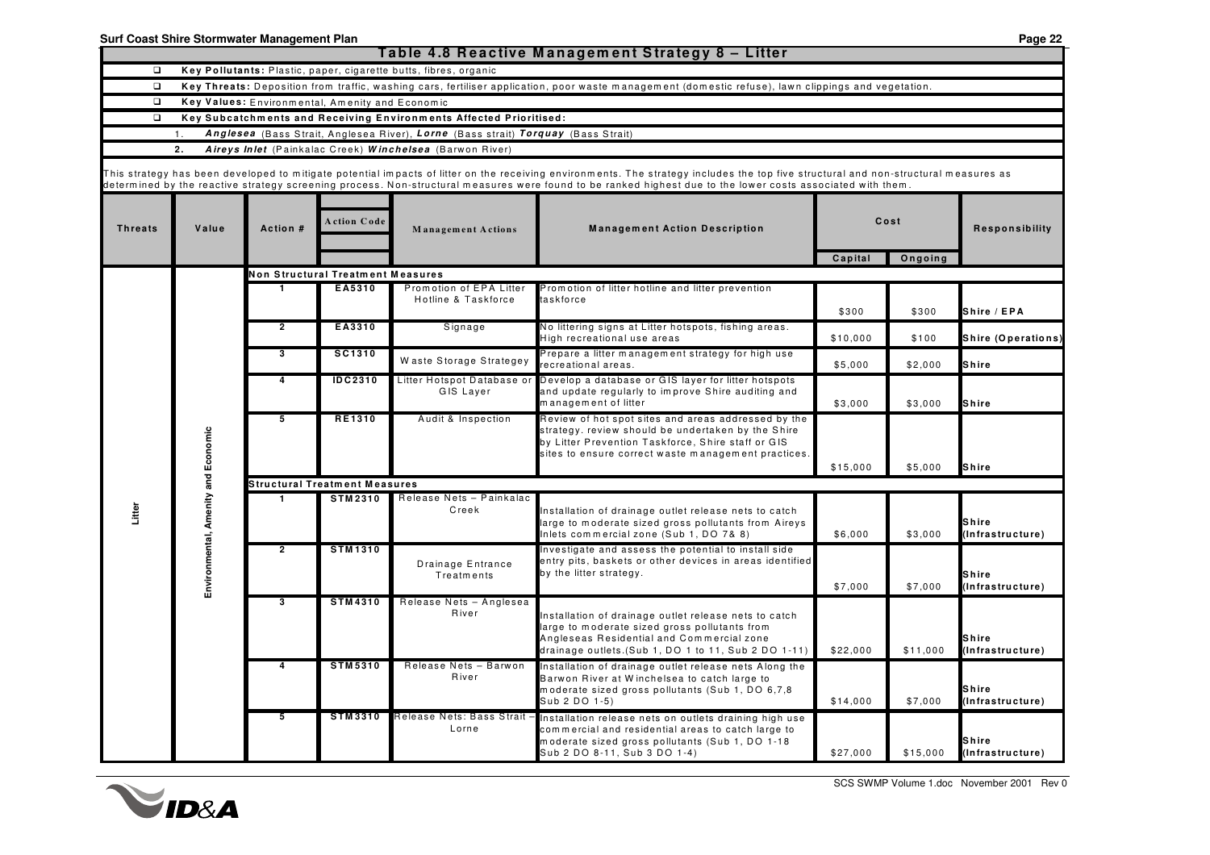## Table 4.8 Reactive Management Strategy 8 – Litter

- **Key Pollutants:** Plastic, paper, cigarette butts, fibres, organic
- **Key Threats:** Deposition from traffic, washing cars, fertiliser application, poor waste management (domestic refuse), lawn clippings and vegetation.
- **Key Values:** Environmental, Amenity and Economic
- **Key Subcatchments and Receiving Environments Affected Prioritised:**

1. ***Anglesea*** (Bass Strait, Anglesea River), ***Lorne*** (Bass strait) ***Torquay*** (Bass Strait)
2. ***Aireys Inlet*** (Painkalac Creek) ***Winchelsea*** (Barwon River)

This strategy has been developed to mitigate potential impacts of litter on the receiving environments. The strategy includes the top five structural and non-structural measures as determined by the reactive strategy screening process. Non-structural measures were found to be ranked highest due to the lower costs associated with them.

| Threats | Value | Action # | Action Code | Management Actions | Management Action Description | Cost | | Responsibility |
|---|---|---|---|---|---|---|---|---|
| | | | | | | Capital | Ongoing | |
| Litter | Environmental, Amenity and Economic | **Non Structural Treatment Measures** | | | | | | |
| | | 1 | EA5310 | Promotion of EPA Litter Hotline & Taskforce | Promotion of litter hotline and litter prevention taskforce | $300 | $300 | Shire / EPA |
| | | 2 | EA3310 | Signage | No littering signs at Litter hotspots, fishing areas. High recreational use areas | $10,000 | $100 | Shire (Operations) |
| | | 3 | SC1310 | Waste Storage Strategey | Prepare a litter management strategy for high use recreational areas. | $5,000 | $2,000 | Shire |
| | | 4 | IDC2310 | Litter Hotspot Database or GIS Layer | Develop a database or GIS layer for litter hotspots and update regularly to improve Shire auditing and management of litter | $3,000 | $3,000 | Shire |
| | | 5 | RE1310 | Audit & Inspection | Review of hot spot sites and areas addressed by the strategy. review should be undertaken by the Shire by Litter Prevention Taskforce, Shire staff or GIS sites to ensure correct waste management practices. | $15,000 | $5,000 | Shire |
| | | **Structural Treatment Measures** | | | | | | |
| | | 1 | STM2310 | Release Nets – Painkalac Creek | Installation of drainage outlet release nets to catch large to moderate sized gross pollutants from Aireys Inlets commercial zone (Sub 1, DO 7& 8) | $6,000 | $3,000 | Shire (Infrastructure) |
| | | 2 | STM1310 | Drainage Entrance Treatments | Investigate and assess the potential to install side entry pits, baskets or other devices in areas identified by the litter strategy. | $7,000 | $7,000 | Shire (Infrastructure) |
| | | 3 | STM4310 | Release Nets – Anglesea River | Installation of drainage outlet release nets to catch large to moderate sized gross pollutants from Angleseas Residential and Commercial zone drainage outlets.(Sub 1, DO 1 to 11, Sub 2 DO 1-11) | $22,000 | $11,000 | Shire (Infrastructure) |
| | | 4 | STM5310 | Release Nets – Barwon River | Installation of drainage outlet release nets Along the Barwon River at Winchelsea to catch large to moderate sized gross pollutants (Sub 1, DO 6,7,8 Sub 2 DO 1-5) | $14,000 | $7,000 | Shire (Infrastructure) |
| | | 5 | STM3310 | Release Nets: Bass Strait – Lorne | Installation release nets on outlets draining high use commercial and residential areas to catch large to moderate sized gross pollutants (Sub 1, DO 1-18 Sub 2 DO 8-11, Sub 3 DO 1-4) | $27,000 | $15,000 | Shire (Infrastructure) |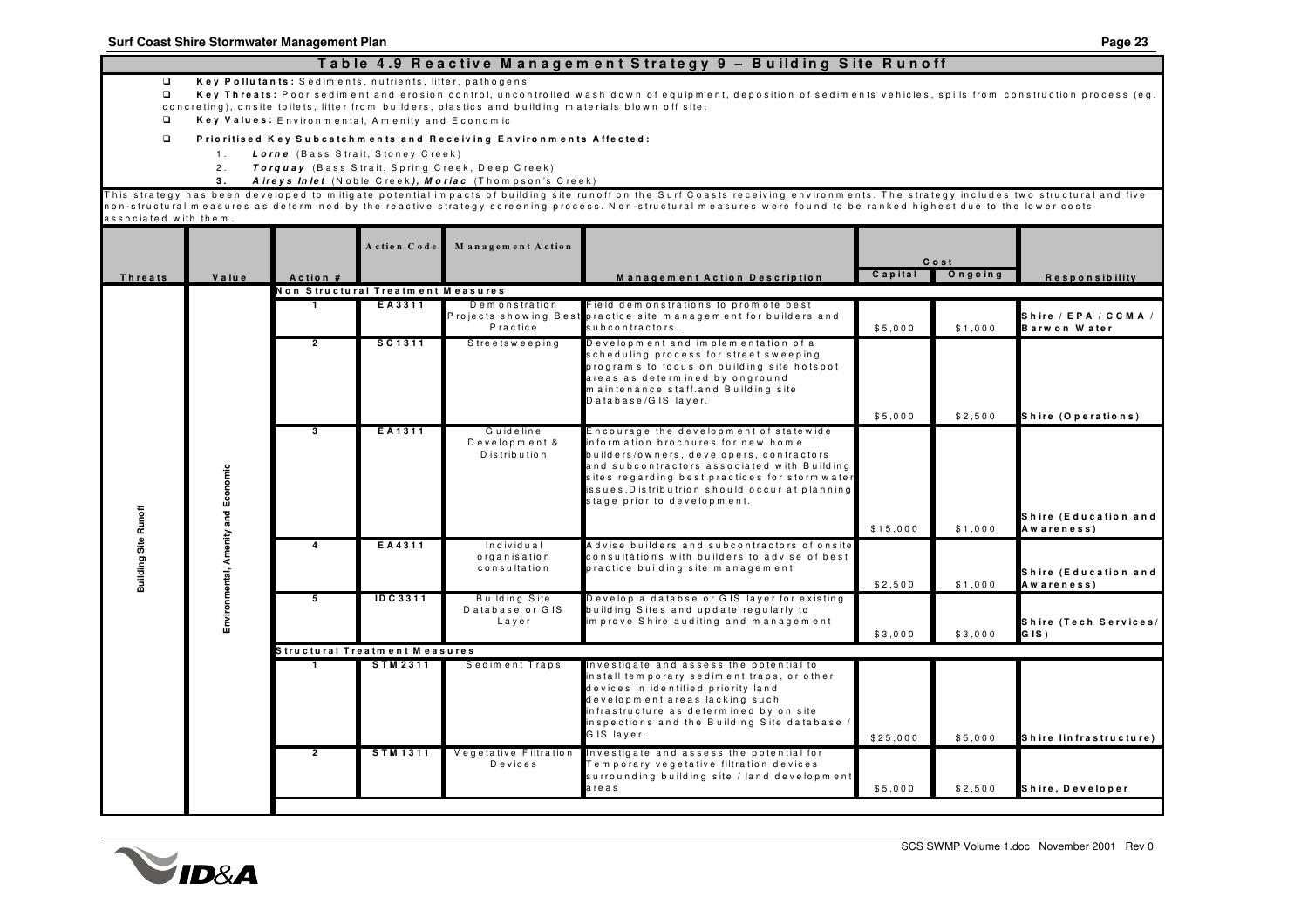## Table 4.9 Reactive Management Strategy 9 – Building Site Runoff

- **Key Pollutants:** Sediments, nutrients, litter, pathogens
- **Key Threats:** Poor sediment and erosion control, uncontrolled wash down of equipment, deposition of sediments vehicles, spills from construction process (eg. concreting), onsite toilets, litter from builders, plastics and building materials blown off site.
- **Key Values:** Environmental, Amenity and Economic
- **Prioritised Key Subcatchments and Receiving Environments Affected:**
  1. ***Lorne*** (Bass Strait, Stoney Creek)
  2. ***Torquay*** (Bass Strait, Spring Creek, Deep Creek)
  3. ***Aireys Inlet*** (Noble Creek)***, Moriac*** (Thompson's Creek)

This strategy has been developed to mitigate potential impacts of building site runoff on the Surf Coasts receiving environments. The strategy includes two structural and five non-structural measures as determined by the reactive strategy screening process. Non-structural measures were found to be ranked highest due to the lower costs associated with them.

| Threats | Value | Action # | Action Code | Management Action | Management Action Description | Cost – Capital | Cost – Ongoing | Responsibility |
|---|---|---|---|---|---|---|---|---|
| Building Site Runoff | Environmental, Amenity and Economic | **Non Structural Treatment Measures** | | | | | | |
| | | 1 | EA3311 | Demonstration Projects showing Best Practice | Field demonstrations to promote best practice site management for builders and subcontractors. | $5,000 | $1,000 | Shire / EPA / CCMA / Barwon Water |
| | | 2 | SC1311 | Streetsweeping | Development and implementation of a scheduling process for street sweeping programs to focus on building site hotspot areas as determined by onground maintenance staff.and Building site Database/GIS layer. | $5,000 | $2,500 | Shire (Operations) |
| | | 3 | EA1311 | Guideline Development & Distribution | Encourage the development of statewide information brochures for new home builders/owners, developers, contractors and subcontractors associated with Building sites regarding best practices for stormwater issues.Distributrion should occur at planning stage prior to development. | $15,000 | $1,000 | Shire (Education and Awareness) |
| | | 4 | EA4311 | Individual organisation consultation | Advise builders and subcontractors of onsite consultations with builders to advise of best practice building site management | $2,500 | $1,000 | Shire (Education and Awareness) |
| | | 5 | IDC3311 | Building Site Database or GIS Layer | Develop a databse or GIS layer for existing building Sites and update regularly to improve Shire auditing and management | $3,000 | $3,000 | Shire (Tech Services/ GIS) |
| | | **Structural Treatment Measures** | | | | | | |
| | | 1 | STM2311 | Sediment Traps | Investigate and assess the potential to install temporary sediment traps, or other devices in identified priority land development areas lacking such infrastructure as determined by on site inspections and the Building Site database / GIS layer. | $25,000 | $5,000 | Shire Iinfrastructure) |
| | | 2 | STM1311 | Vegetative Filtration Devices | Investigate and assess the potential for Temporary vegetative filtration devices surrounding building site / land development areas | $5,000 | $2,500 | Shire, Developer |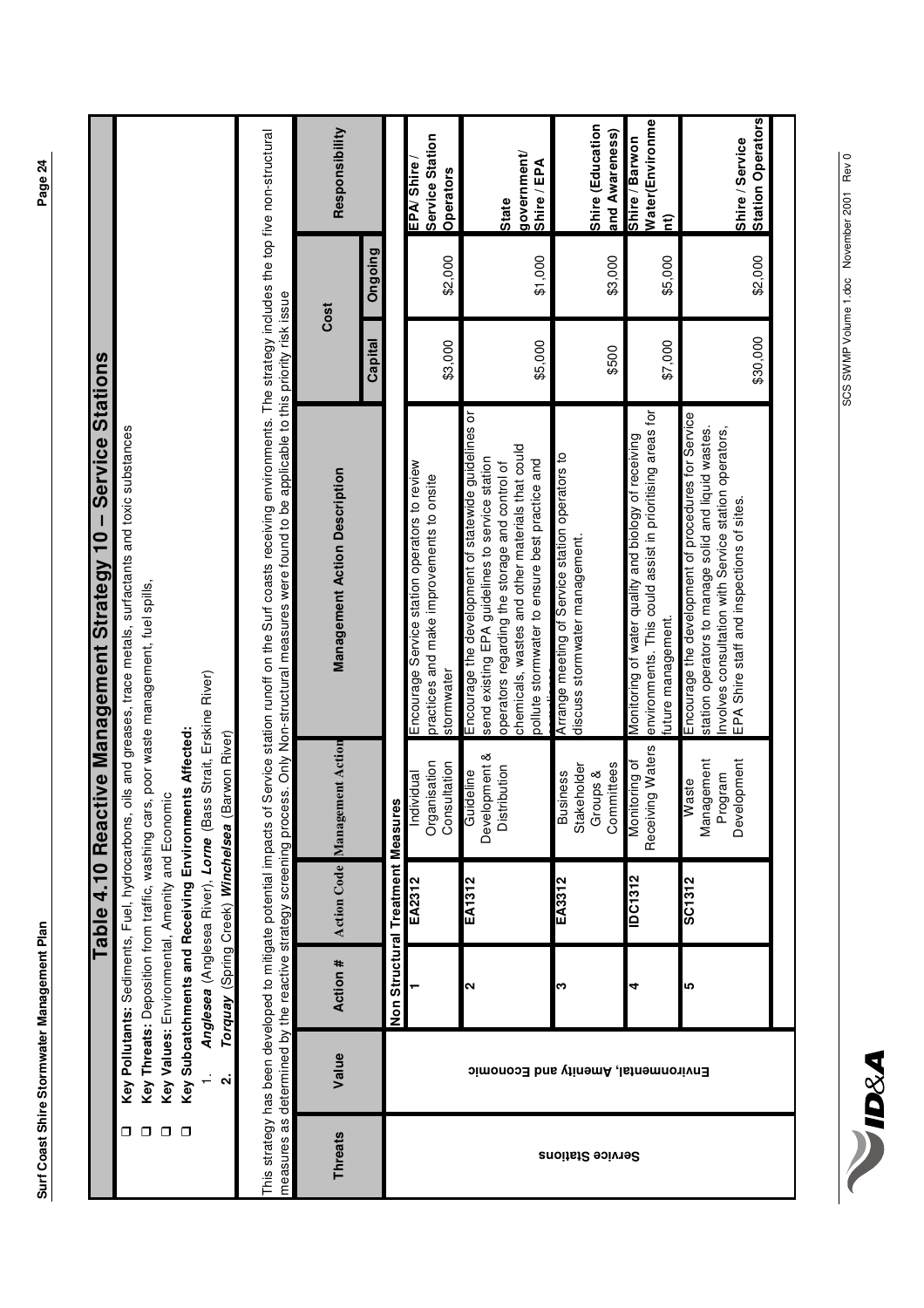## Table 4.10 Reactive Management Strategy 10 – Service Stations

- **Key Pollutants:** Sediments, Fuel, hydrocarbons, oils and greases, trace metals, surfactants and toxic substances
- **Key Threats:** Deposition from traffic, washing cars, poor waste management, fuel spills,
- **Key Values:** Environmental, Amenity and Economic
- **Key Subcatchments and Receiving Environments Affected:**
  1. ***Anglesea*** (Anglesea River), ***Lorne*** (Bass Strait, Erskine River)
  2. ***Torquay*** (Spring Creek) ***Winchelsea*** (Barwon River)

This strategy has been developed to mitigate potential impacts of Service station runoff on the Surf coasts receiving environments. The strategy includes the top five non-structural measures as determined by the reactive strategy screening process. Only Non-structural measures were found to be applicable to this priority risk issue

| Threats | Value | Action # | Action Code | Management Action | Management Action Description | Cost | | Responsibility |
|---|---|---|---|---|---|---|---|---|
| | | | | | | Capital | Ongoing | |
| Service Stations | Environmental, Amenity and Economic | **Non Structural Treatment Measures** | | | | | | |
| | | 1 | EA2312 | Individual Organisation Consultation | Encourage Service station operators to review practices and make improvements to onsite stormwater | $3,000 | $2,000 | EPA/ Shire / Service Station Operators |
| | | 2 | EA1312 | Guideline Development & Distribution | Encourage the development of statewide guidelines or send existing EPA guidelines to service station operators regarding the storage and control of chemicals, wastes and other materials that could pollute stormwater to ensure best practice and | $5,000 | $1,000 | State government/ Shire / EPA |
| | | 3 | EA3312 | Business Stakeholder Groups & Committees | Arrange meeting of Service station operators to discuss stormwater management. | $500 | $3,000 | Shire (Education and Awareness) |
| | | 4 | IDC1312 | Monitoring of Receiving Waters | Monitoring of water quality and biology of receiving environments. This could assist in prioritising areas for future management. | $7,000 | $5,000 | Shire / Barwon Water(Environment) |
| | | 5 | SC1312 | Waste Management Program Development | Encourage the development of procedures for Service station operators to manage solid and liquid wastes. Involves consultation with Service station operators, EPA Shire staff and inspections of sites. | $30,000 | $2,000 | Shire / Service Station Operators |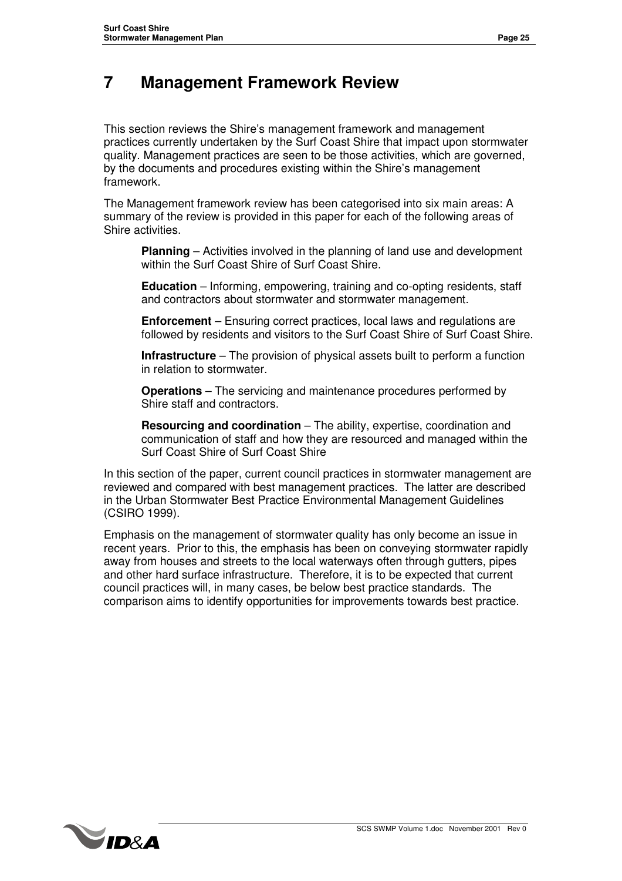# 7 Management Framework Review

This section reviews the Shire's management framework and management practices currently undertaken by the Surf Coast Shire that impact upon stormwater quality. Management practices are seen to be those activities, which are governed, by the documents and procedures existing within the Shire's management framework.

The Management framework review has been categorised into six main areas: A summary of the review is provided in this paper for each of the following areas of Shire activities.

**Planning** – Activities involved in the planning of land use and development within the Surf Coast Shire of Surf Coast Shire.

**Education** – Informing, empowering, training and co-opting residents, staff and contractors about stormwater and stormwater management.

**Enforcement** – Ensuring correct practices, local laws and regulations are followed by residents and visitors to the Surf Coast Shire of Surf Coast Shire.

**Infrastructure** – The provision of physical assets built to perform a function in relation to stormwater.

**Operations** – The servicing and maintenance procedures performed by Shire staff and contractors.

**Resourcing and coordination** – The ability, expertise, coordination and communication of staff and how they are resourced and managed within the Surf Coast Shire of Surf Coast Shire

In this section of the paper, current council practices in stormwater management are reviewed and compared with best management practices. The latter are described in the Urban Stormwater Best Practice Environmental Management Guidelines (CSIRO 1999).

Emphasis on the management of stormwater quality has only become an issue in recent years. Prior to this, the emphasis has been on conveying stormwater rapidly away from houses and streets to the local waterways often through gutters, pipes and other hard surface infrastructure. Therefore, it is to be expected that current council practices will, in many cases, be below best practice standards. The comparison aims to identify opportunities for improvements towards best practice.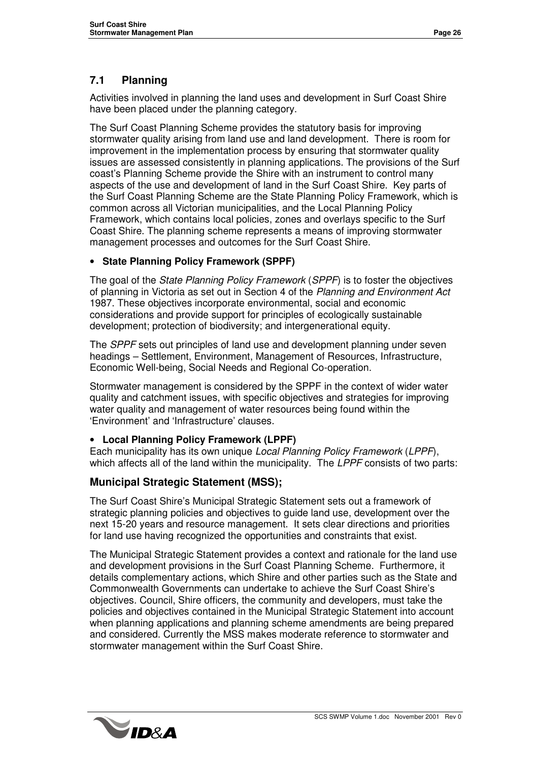## 7.1 Planning

Activities involved in planning the land uses and development in Surf Coast Shire have been placed under the planning category.

The Surf Coast Planning Scheme provides the statutory basis for improving stormwater quality arising from land use and land development. There is room for improvement in the implementation process by ensuring that stormwater quality issues are assessed consistently in planning applications. The provisions of the Surf coast's Planning Scheme provide the Shire with an instrument to control many aspects of the use and development of land in the Surf Coast Shire. Key parts of the Surf Coast Planning Scheme are the State Planning Policy Framework, which is common across all Victorian municipalities, and the Local Planning Policy Framework, which contains local policies, zones and overlays specific to the Surf Coast Shire. The planning scheme represents a means of improving stormwater management processes and outcomes for the Surf Coast Shire.

- **State Planning Policy Framework (SPPF)**

The goal of the *State Planning Policy Framework* (*SPPF*) is to foster the objectives of planning in Victoria as set out in Section 4 of the *Planning and Environment Act* 1987. These objectives incorporate environmental, social and economic considerations and provide support for principles of ecologically sustainable development; protection of biodiversity; and intergenerational equity.

The *SPPF* sets out principles of land use and development planning under seven headings – Settlement, Environment, Management of Resources, Infrastructure, Economic Well-being, Social Needs and Regional Co-operation.

Stormwater management is considered by the SPPF in the context of wider water quality and catchment issues, with specific objectives and strategies for improving water quality and management of water resources being found within the 'Environment' and 'Infrastructure' clauses.

- **Local Planning Policy Framework (LPPF)**

Each municipality has its own unique *Local Planning Policy Framework* (*LPPF*), which affects all of the land within the municipality. The *LPPF* consists of two parts:

### Municipal Strategic Statement (MSS);

The Surf Coast Shire's Municipal Strategic Statement sets out a framework of strategic planning policies and objectives to guide land use, development over the next 15-20 years and resource management. It sets clear directions and priorities for land use having recognized the opportunities and constraints that exist.

The Municipal Strategic Statement provides a context and rationale for the land use and development provisions in the Surf Coast Planning Scheme. Furthermore, it details complementary actions, which Shire and other parties such as the State and Commonwealth Governments can undertake to achieve the Surf Coast Shire's objectives. Council, Shire officers, the community and developers, must take the policies and objectives contained in the Municipal Strategic Statement into account when planning applications and planning scheme amendments are being prepared and considered. Currently the MSS makes moderate reference to stormwater and stormwater management within the Surf Coast Shire.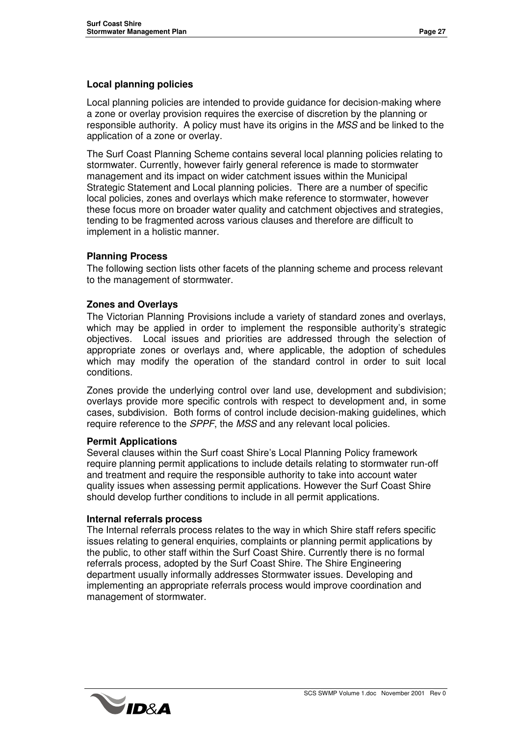### Local planning policies

Local planning policies are intended to provide guidance for decision-making where a zone or overlay provision requires the exercise of discretion by the planning or responsible authority. A policy must have its origins in the *MSS* and be linked to the application of a zone or overlay.

The Surf Coast Planning Scheme contains several local planning policies relating to stormwater. Currently, however fairly general reference is made to stormwater management and its impact on wider catchment issues within the Municipal Strategic Statement and Local planning policies. There are a number of specific local policies, zones and overlays which make reference to stormwater, however these focus more on broader water quality and catchment objectives and strategies, tending to be fragmented across various clauses and therefore are difficult to implement in a holistic manner.

### Planning Process

The following section lists other facets of the planning scheme and process relevant to the management of stormwater.

### Zones and Overlays

The Victorian Planning Provisions include a variety of standard zones and overlays, which may be applied in order to implement the responsible authority's strategic objectives. Local issues and priorities are addressed through the selection of appropriate zones or overlays and, where applicable, the adoption of schedules which may modify the operation of the standard control in order to suit local conditions.

Zones provide the underlying control over land use, development and subdivision; overlays provide more specific controls with respect to development and, in some cases, subdivision. Both forms of control include decision-making guidelines, which require reference to the *SPPF*, the *MSS* and any relevant local policies.

### Permit Applications

Several clauses within the Surf coast Shire's Local Planning Policy framework require planning permit applications to include details relating to stormwater run-off and treatment and require the responsible authority to take into account water quality issues when assessing permit applications. However the Surf Coast Shire should develop further conditions to include in all permit applications.

### Internal referrals process

The Internal referrals process relates to the way in which Shire staff refers specific issues relating to general enquiries, complaints or planning permit applications by the public, to other staff within the Surf Coast Shire. Currently there is no formal referrals process, adopted by the Surf Coast Shire. The Shire Engineering department usually informally addresses Stormwater issues. Developing and implementing an appropriate referrals process would improve coordination and management of stormwater.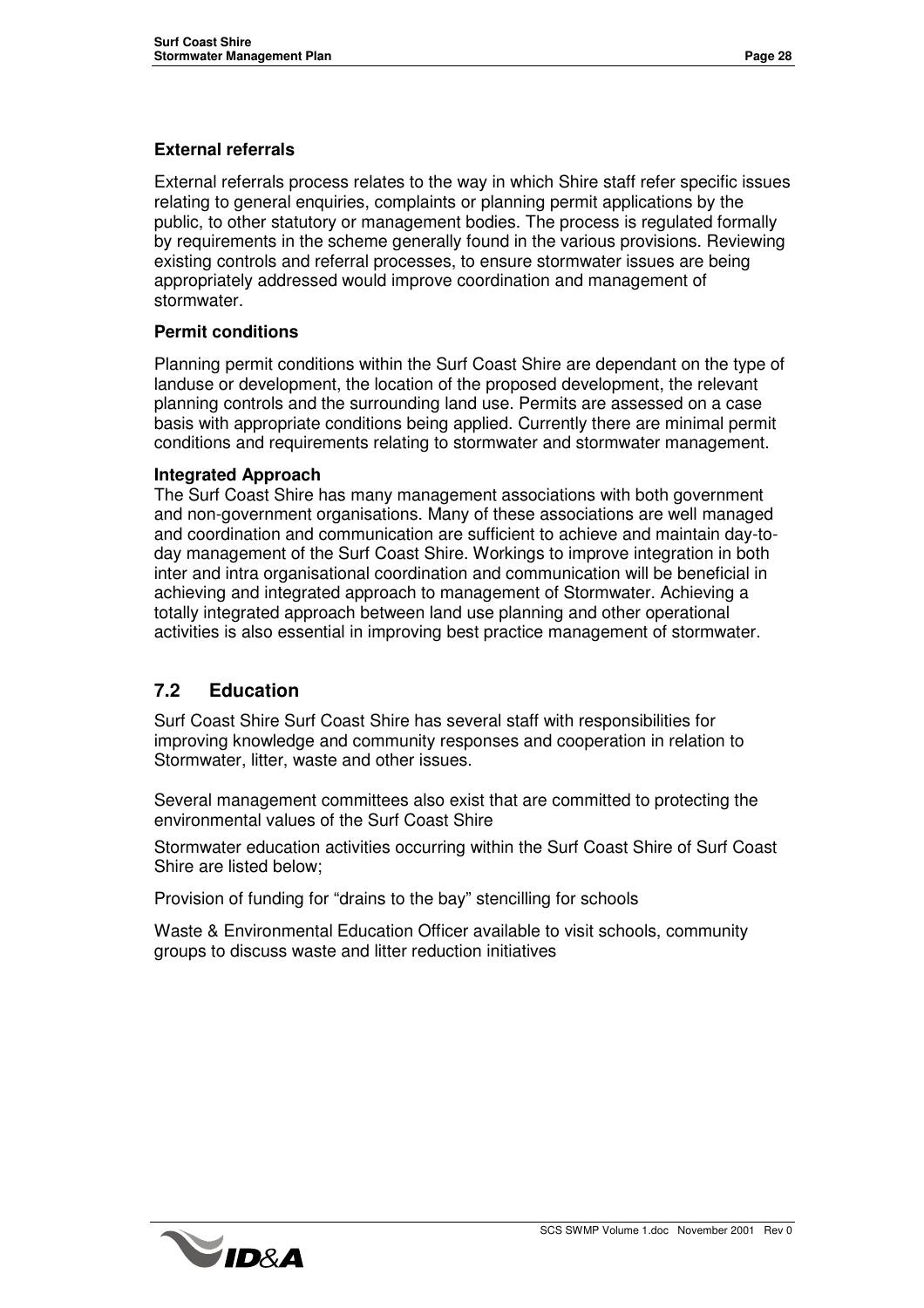**External referrals**

External referrals process relates to the way in which Shire staff refer specific issues relating to general enquiries, complaints or planning permit applications by the public, to other statutory or management bodies. The process is regulated formally by requirements in the scheme generally found in the various provisions. Reviewing existing controls and referral processes, to ensure stormwater issues are being appropriately addressed would improve coordination and management of stormwater.

**Permit conditions**

Planning permit conditions within the Surf Coast Shire are dependant on the type of landuse or development, the location of the proposed development, the relevant planning controls and the surrounding land use. Permits are assessed on a case basis with appropriate conditions being applied. Currently there are minimal permit conditions and requirements relating to stormwater and stormwater management.

**Integrated Approach**

The Surf Coast Shire has many management associations with both government and non-government organisations. Many of these associations are well managed and coordination and communication are sufficient to achieve and maintain day-to-day management of the Surf Coast Shire. Workings to improve integration in both inter and intra organisational coordination and communication will be beneficial in achieving and integrated approach to management of Stormwater. Achieving a totally integrated approach between land use planning and other operational activities is also essential in improving best practice management of stormwater.

## 7.2 Education

Surf Coast Shire Surf Coast Shire has several staff with responsibilities for improving knowledge and community responses and cooperation in relation to Stormwater, litter, waste and other issues.

Several management committees also exist that are committed to protecting the environmental values of the Surf Coast Shire

Stormwater education activities occurring within the Surf Coast Shire of Surf Coast Shire are listed below;

Provision of funding for "drains to the bay" stencilling for schools

Waste & Environmental Education Officer available to visit schools, community groups to discuss waste and litter reduction initiatives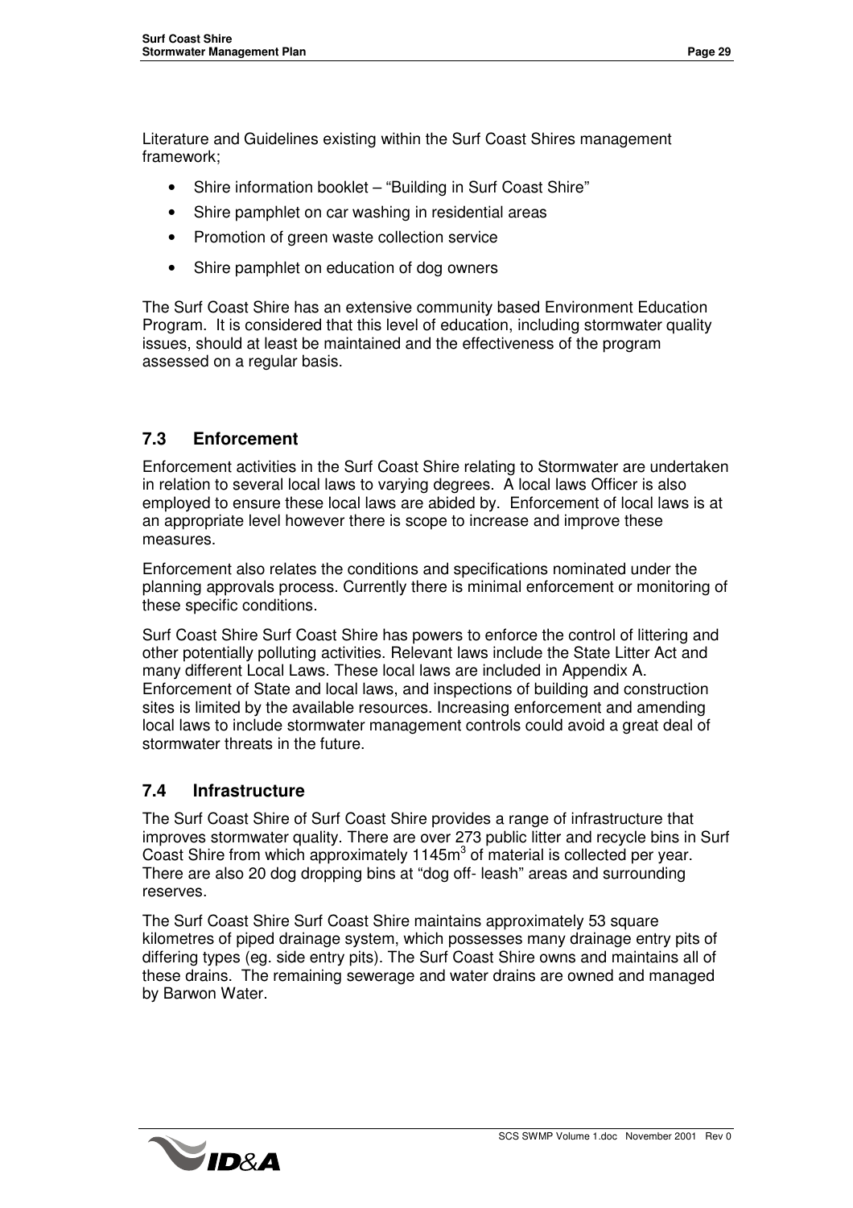Literature and Guidelines existing within the Surf Coast Shires management framework;

- Shire information booklet – "Building in Surf Coast Shire"
- Shire pamphlet on car washing in residential areas
- Promotion of green waste collection service
- Shire pamphlet on education of dog owners

The Surf Coast Shire has an extensive community based Environment Education Program. It is considered that this level of education, including stormwater quality issues, should at least be maintained and the effectiveness of the program assessed on a regular basis.

## 7.3 Enforcement

Enforcement activities in the Surf Coast Shire relating to Stormwater are undertaken in relation to several local laws to varying degrees. A local laws Officer is also employed to ensure these local laws are abided by. Enforcement of local laws is at an appropriate level however there is scope to increase and improve these measures.

Enforcement also relates the conditions and specifications nominated under the planning approvals process. Currently there is minimal enforcement or monitoring of these specific conditions.

Surf Coast Shire Surf Coast Shire has powers to enforce the control of littering and other potentially polluting activities. Relevant laws include the State Litter Act and many different Local Laws. These local laws are included in Appendix A. Enforcement of State and local laws, and inspections of building and construction sites is limited by the available resources. Increasing enforcement and amending local laws to include stormwater management controls could avoid a great deal of stormwater threats in the future.

## 7.4 Infrastructure

The Surf Coast Shire of Surf Coast Shire provides a range of infrastructure that improves stormwater quality. There are over 273 public litter and recycle bins in Surf Coast Shire from which approximately 1145m$^3$ of material is collected per year. There are also 20 dog dropping bins at "dog off- leash" areas and surrounding reserves.

The Surf Coast Shire Surf Coast Shire maintains approximately 53 square kilometres of piped drainage system, which possesses many drainage entry pits of differing types (eg. side entry pits). The Surf Coast Shire owns and maintains all of these drains. The remaining sewerage and water drains are owned and managed by Barwon Water.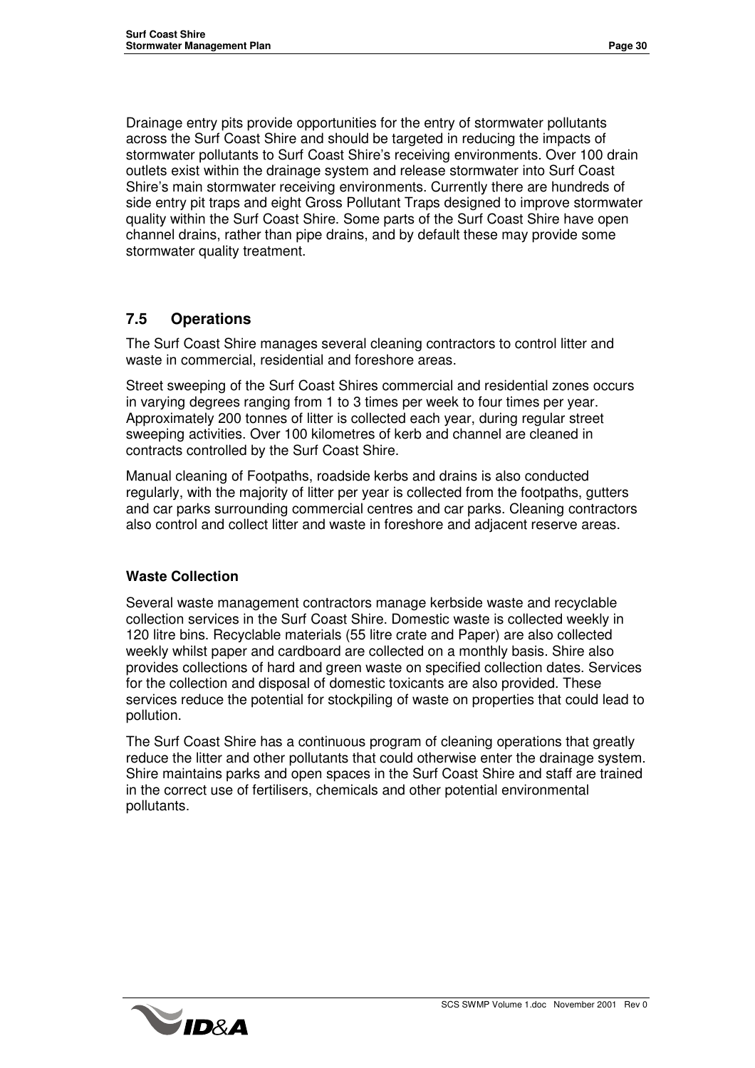Drainage entry pits provide opportunities for the entry of stormwater pollutants across the Surf Coast Shire and should be targeted in reducing the impacts of stormwater pollutants to Surf Coast Shire's receiving environments. Over 100 drain outlets exist within the drainage system and release stormwater into Surf Coast Shire's main stormwater receiving environments. Currently there are hundreds of side entry pit traps and eight Gross Pollutant Traps designed to improve stormwater quality within the Surf Coast Shire. Some parts of the Surf Coast Shire have open channel drains, rather than pipe drains, and by default these may provide some stormwater quality treatment.

## 7.5 Operations

The Surf Coast Shire manages several cleaning contractors to control litter and waste in commercial, residential and foreshore areas.

Street sweeping of the Surf Coast Shires commercial and residential zones occurs in varying degrees ranging from 1 to 3 times per week to four times per year. Approximately 200 tonnes of litter is collected each year, during regular street sweeping activities. Over 100 kilometres of kerb and channel are cleaned in contracts controlled by the Surf Coast Shire.

Manual cleaning of Footpaths, roadside kerbs and drains is also conducted regularly, with the majority of litter per year is collected from the footpaths, gutters and car parks surrounding commercial centres and car parks. Cleaning contractors also control and collect litter and waste in foreshore and adjacent reserve areas.

### Waste Collection

Several waste management contractors manage kerbside waste and recyclable collection services in the Surf Coast Shire. Domestic waste is collected weekly in 120 litre bins. Recyclable materials (55 litre crate and Paper) are also collected weekly whilst paper and cardboard are collected on a monthly basis. Shire also provides collections of hard and green waste on specified collection dates. Services for the collection and disposal of domestic toxicants are also provided. These services reduce the potential for stockpiling of waste on properties that could lead to pollution.

The Surf Coast Shire has a continuous program of cleaning operations that greatly reduce the litter and other pollutants that could otherwise enter the drainage system. Shire maintains parks and open spaces in the Surf Coast Shire and staff are trained in the correct use of fertilisers, chemicals and other potential environmental pollutants.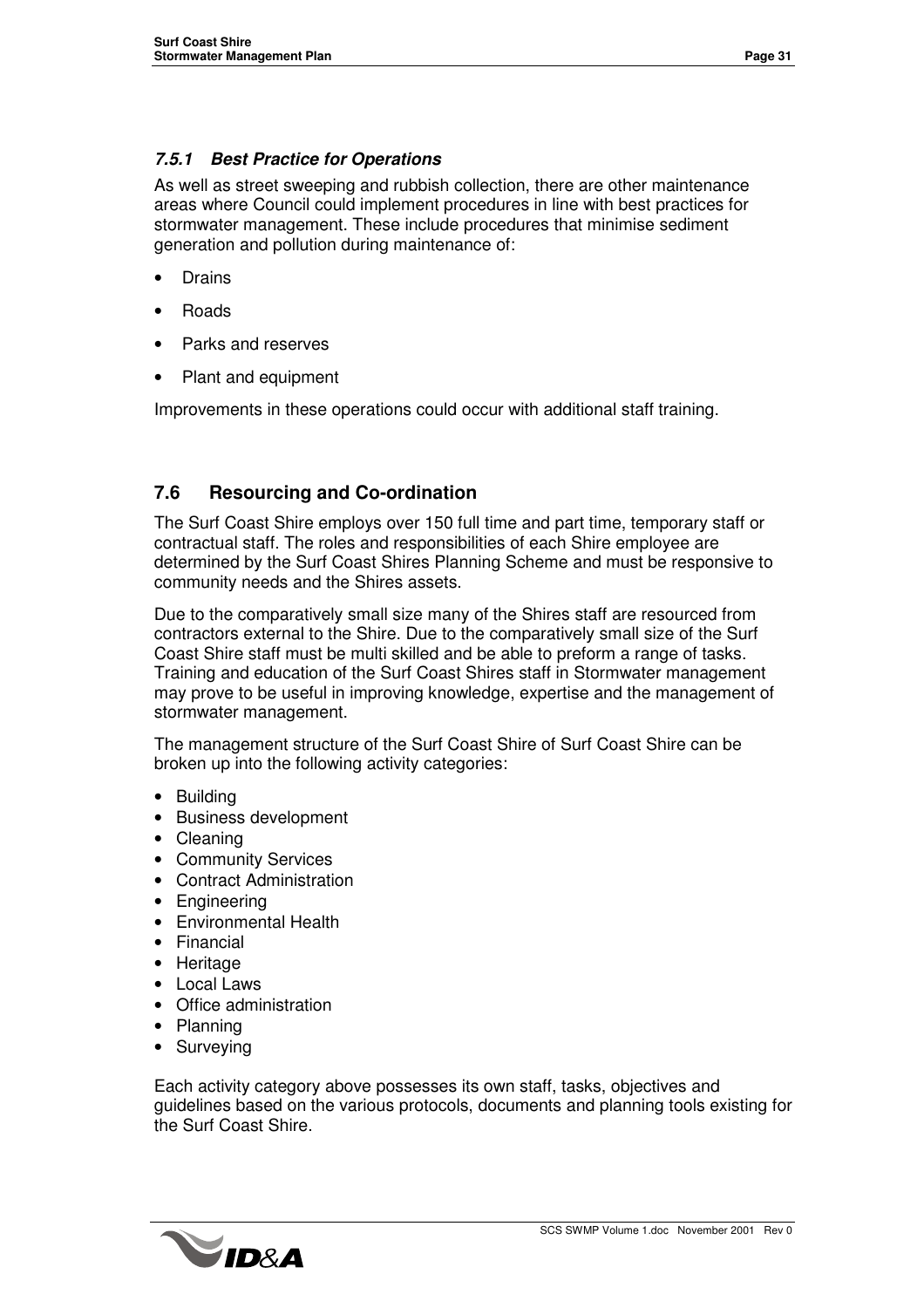### *7.5.1 Best Practice for Operations*

As well as street sweeping and rubbish collection, there are other maintenance areas where Council could implement procedures in line with best practices for stormwater management. These include procedures that minimise sediment generation and pollution during maintenance of:

- Drains
- Roads
- Parks and reserves
- Plant and equipment

Improvements in these operations could occur with additional staff training.

## 7.6 Resourcing and Co-ordination

The Surf Coast Shire employs over 150 full time and part time, temporary staff or contractual staff. The roles and responsibilities of each Shire employee are determined by the Surf Coast Shires Planning Scheme and must be responsive to community needs and the Shires assets.

Due to the comparatively small size many of the Shires staff are resourced from contractors external to the Shire. Due to the comparatively small size of the Surf Coast Shire staff must be multi skilled and be able to preform a range of tasks. Training and education of the Surf Coast Shires staff in Stormwater management may prove to be useful in improving knowledge, expertise and the management of stormwater management.

The management structure of the Surf Coast Shire of Surf Coast Shire can be broken up into the following activity categories:

- Building
- Business development
- Cleaning
- Community Services
- Contract Administration
- Engineering
- Environmental Health
- Financial
- Heritage
- Local Laws
- Office administration
- Planning
- Surveying

Each activity category above possesses its own staff, tasks, objectives and guidelines based on the various protocols, documents and planning tools existing for the Surf Coast Shire.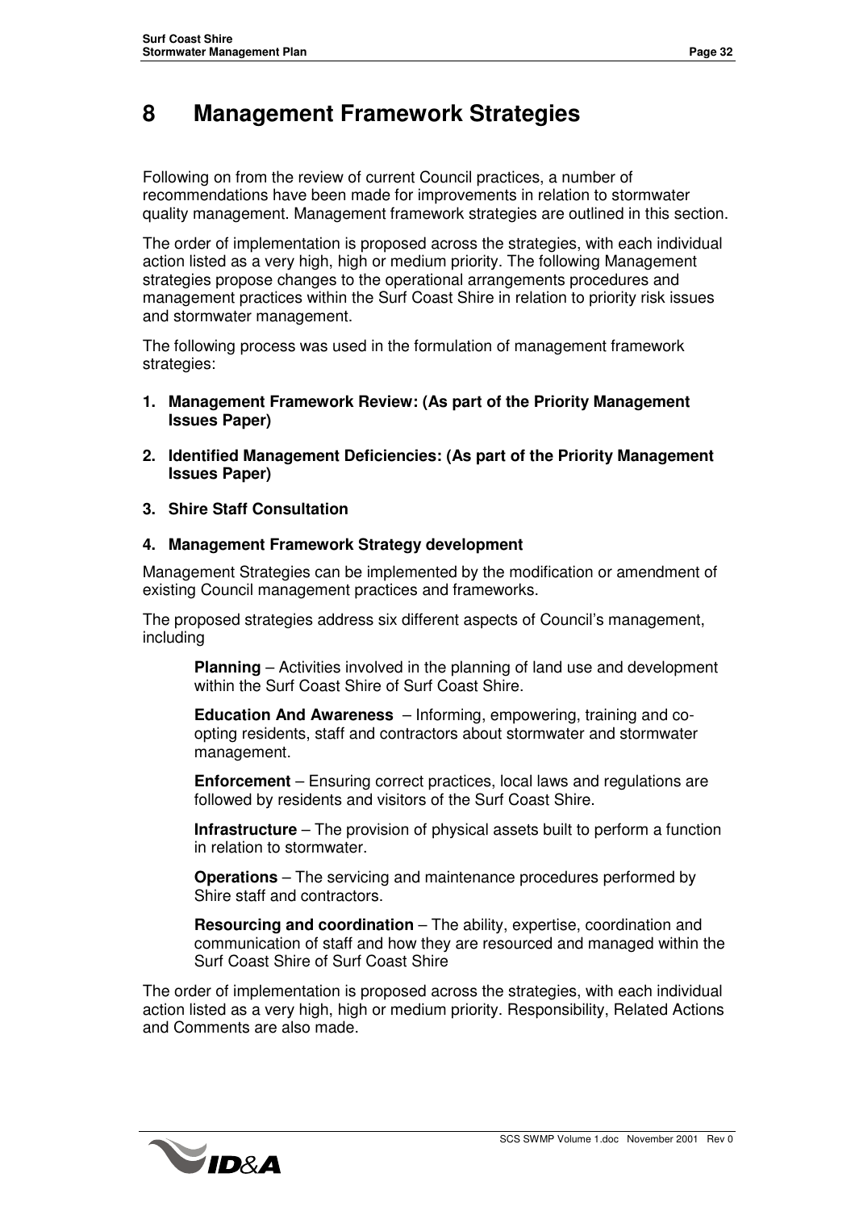# 8 Management Framework Strategies

Following on from the review of current Council practices, a number of recommendations have been made for improvements in relation to stormwater quality management. Management framework strategies are outlined in this section.

The order of implementation is proposed across the strategies, with each individual action listed as a very high, high or medium priority. The following Management strategies propose changes to the operational arrangements procedures and management practices within the Surf Coast Shire in relation to priority risk issues and stormwater management.

The following process was used in the formulation of management framework strategies:

1. **Management Framework Review: (As part of the Priority Management Issues Paper)**
2. **Identified Management Deficiencies: (As part of the Priority Management Issues Paper)**
3. **Shire Staff Consultation**
4. **Management Framework Strategy development**

Management Strategies can be implemented by the modification or amendment of existing Council management practices and frameworks.

The proposed strategies address six different aspects of Council's management, including

> **Planning** – Activities involved in the planning of land use and development within the Surf Coast Shire of Surf Coast Shire.
>
> **Education And Awareness** – Informing, empowering, training and co-opting residents, staff and contractors about stormwater and stormwater management.
>
> **Enforcement** – Ensuring correct practices, local laws and regulations are followed by residents and visitors of the Surf Coast Shire.
>
> **Infrastructure** – The provision of physical assets built to perform a function in relation to stormwater.
>
> **Operations** – The servicing and maintenance procedures performed by Shire staff and contractors.
>
> **Resourcing and coordination** – The ability, expertise, coordination and communication of staff and how they are resourced and managed within the Surf Coast Shire of Surf Coast Shire

The order of implementation is proposed across the strategies, with each individual action listed as a very high, high or medium priority. Responsibility, Related Actions and Comments are also made.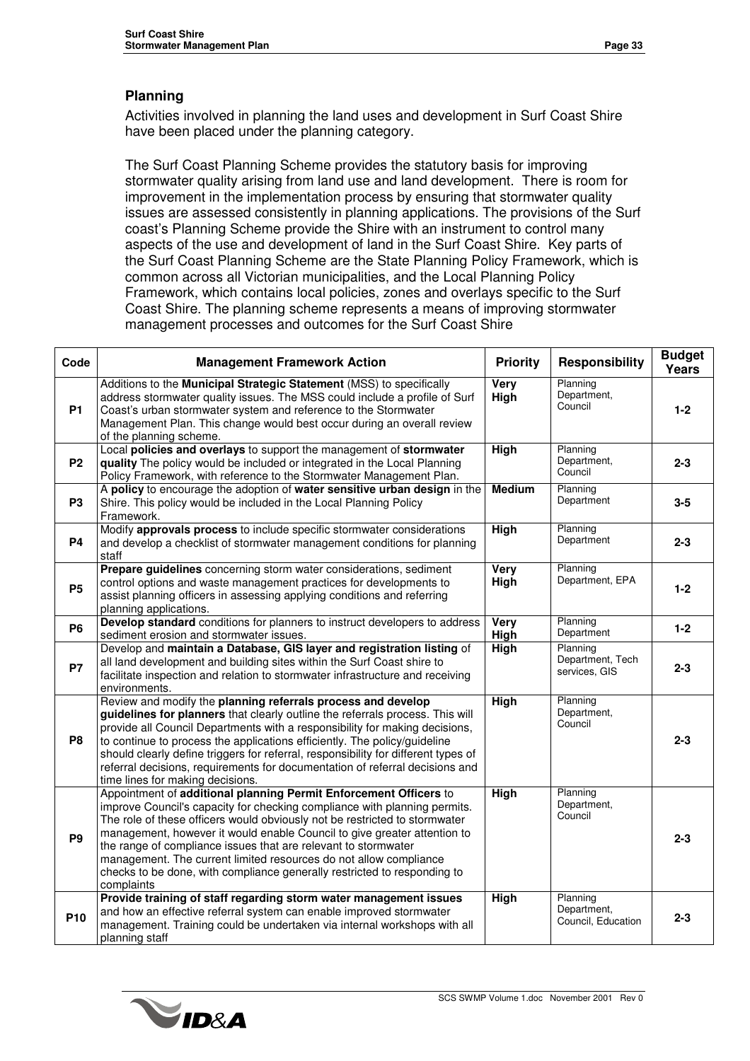## Planning

Activities involved in planning the land uses and development in Surf Coast Shire have been placed under the planning category.

The Surf Coast Planning Scheme provides the statutory basis for improving stormwater quality arising from land use and land development. There is room for improvement in the implementation process by ensuring that stormwater quality issues are assessed consistently in planning applications. The provisions of the Surf coast's Planning Scheme provide the Shire with an instrument to control many aspects of the use and development of land in the Surf Coast Shire. Key parts of the Surf Coast Planning Scheme are the State Planning Policy Framework, which is common across all Victorian municipalities, and the Local Planning Policy Framework, which contains local policies, zones and overlays specific to the Surf Coast Shire. The planning scheme represents a means of improving stormwater management processes and outcomes for the Surf Coast Shire

| Code | Management Framework Action | Priority | Responsibility | Budget Years |
|---|---|---|---|---|
| **P1** | Additions to the **Municipal Strategic Statement** (MSS) to specifically address stormwater quality issues. The MSS could include a profile of Surf Coast's urban stormwater system and reference to the Stormwater Management Plan. This change would best occur during an overall review of the planning scheme. | **Very High** | Planning Department, Council | **1-2** |
| **P2** | Local **policies and overlays** to support the management of **stormwater quality** The policy would be included or integrated in the Local Planning Policy Framework, with reference to the Stormwater Management Plan. | **High** | Planning Department, Council | **2-3** |
| **P3** | A **policy** to encourage the adoption of **water sensitive urban design** in the Shire. This policy would be included in the Local Planning Policy Framework. | **Medium** | Planning Department | **3-5** |
| **P4** | Modify **approvals process** to include specific stormwater considerations and develop a checklist of stormwater management conditions for planning staff | **High** | Planning Department | **2-3** |
| **P5** | **Prepare guidelines** concerning storm water considerations, sediment control options and waste management practices for developments to assist planning officers in assessing applying conditions and referring planning applications. | **Very High** | Planning Department, EPA | **1-2** |
| **P6** | **Develop standard** conditions for planners to instruct developers to address sediment erosion and stormwater issues. | **Very High** | Planning Department | **1-2** |
| **P7** | Develop and **maintain a Database, GIS layer and registration listing** of all land development and building sites within the Surf Coast shire to facilitate inspection and relation to stormwater infrastructure and receiving environments. | **High** | Planning Department, Tech services, GIS | **2-3** |
| **P8** | Review and modify the **planning referrals process and develop guidelines for planners** that clearly outline the referrals process. This will provide all Council Departments with a responsibility for making decisions, to continue to process the applications efficiently. The policy/guideline should clearly define triggers for referral, responsibility for different types of referral decisions, requirements for documentation of referral decisions and time lines for making decisions. | **High** | Planning Department, Council | **2-3** |
| **P9** | Appointment of **additional planning Permit Enforcement Officers** to improve Council's capacity for checking compliance with planning permits. The role of these officers would obviously not be restricted to stormwater management, however it would enable Council to give greater attention to the range of compliance issues that are relevant to stormwater management. The current limited resources do not allow compliance checks to be done, with compliance generally restricted to responding to complaints | **High** | Planning Department, Council | **2-3** |
| **P10** | **Provide training of staff regarding storm water management issues** and how an effective referral system can enable improved stormwater management. Training could be undertaken via internal workshops with all planning staff | **High** | Planning Department, Council, Education | **2-3** |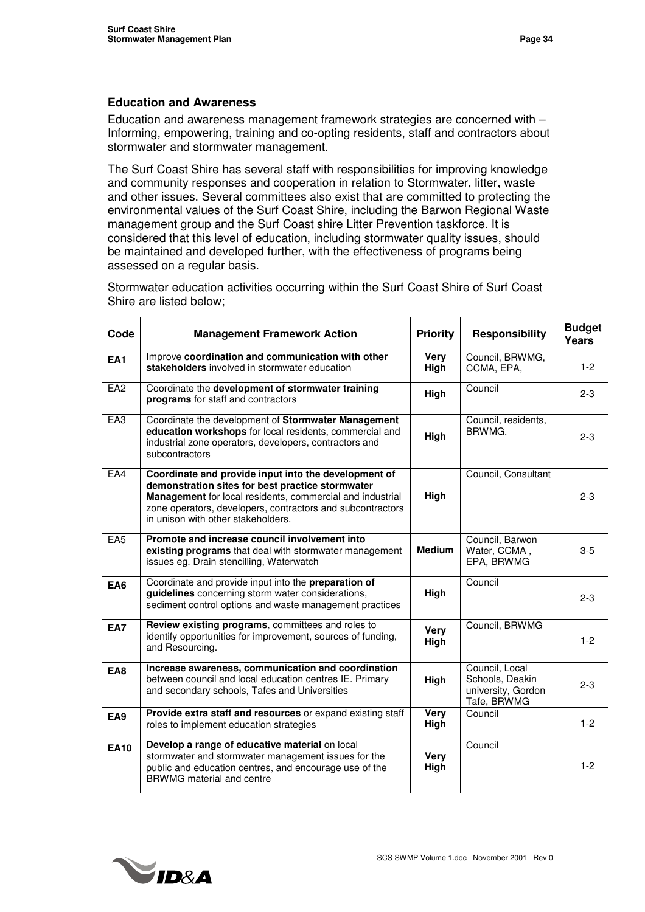### Education and Awareness

Education and awareness management framework strategies are concerned with – Informing, empowering, training and co-opting residents, staff and contractors about stormwater and stormwater management.

The Surf Coast Shire has several staff with responsibilities for improving knowledge and community responses and cooperation in relation to Stormwater, litter, waste and other issues. Several committees also exist that are committed to protecting the environmental values of the Surf Coast Shire, including the Barwon Regional Waste management group and the Surf Coast shire Litter Prevention taskforce. It is considered that this level of education, including stormwater quality issues, should be maintained and developed further, with the effectiveness of programs being assessed on a regular basis.

Stormwater education activities occurring within the Surf Coast Shire of Surf Coast Shire are listed below;

| Code | Management Framework Action | Priority | Responsibility | Budget Years |
|---|---|---|---|---|
| **EA1** | Improve **coordination and communication with other stakeholders** involved in stormwater education | **Very High** | Council, BRWMG, CCMA, EPA, | 1-2 |
| EA2 | Coordinate the **development of stormwater training programs** for staff and contractors | **High** | Council | 2-3 |
| EA3 | Coordinate the development of **Stormwater Management education workshops** for local residents, commercial and industrial zone operators, developers, contractors and subcontractors | **High** | Council, residents, BRWMG. | 2-3 |
| EA4 | **Coordinate and provide input into the development of demonstration sites for best practice stormwater Management** for local residents, commercial and industrial zone operators, developers, contractors and subcontractors in unison with other stakeholders. | **High** | Council, Consultant | 2-3 |
| EA5 | **Promote and increase council involvement into existing programs** that deal with stormwater management issues eg. Drain stencilling, Waterwatch | **Medium** | Council, Barwon Water, CCMA , EPA, BRWMG | 3-5 |
| **EA6** | Coordinate and provide input into the **preparation of guidelines** concerning storm water considerations, sediment control options and waste management practices | **High** | Council | 2-3 |
| **EA7** | **Review existing programs**, committees and roles to identify opportunities for improvement, sources of funding, and Resourcing. | **Very High** | Council, BRWMG | 1-2 |
| **EA8** | **Increase awareness, communication and coordination** between council and local education centres IE. Primary and secondary schools, Tafes and Universities | **High** | Council, Local Schools, Deakin university, Gordon Tafe, BRWMG | 2-3 |
| **EA9** | **Provide extra staff and resources** or expand existing staff roles to implement education strategies | **Very High** | Council | 1-2 |
| **EA10** | **Develop a range of educative material** on local stormwater and stormwater management issues for the public and education centres, and encourage use of the BRWMG material and centre | **Very High** | Council | 1-2 |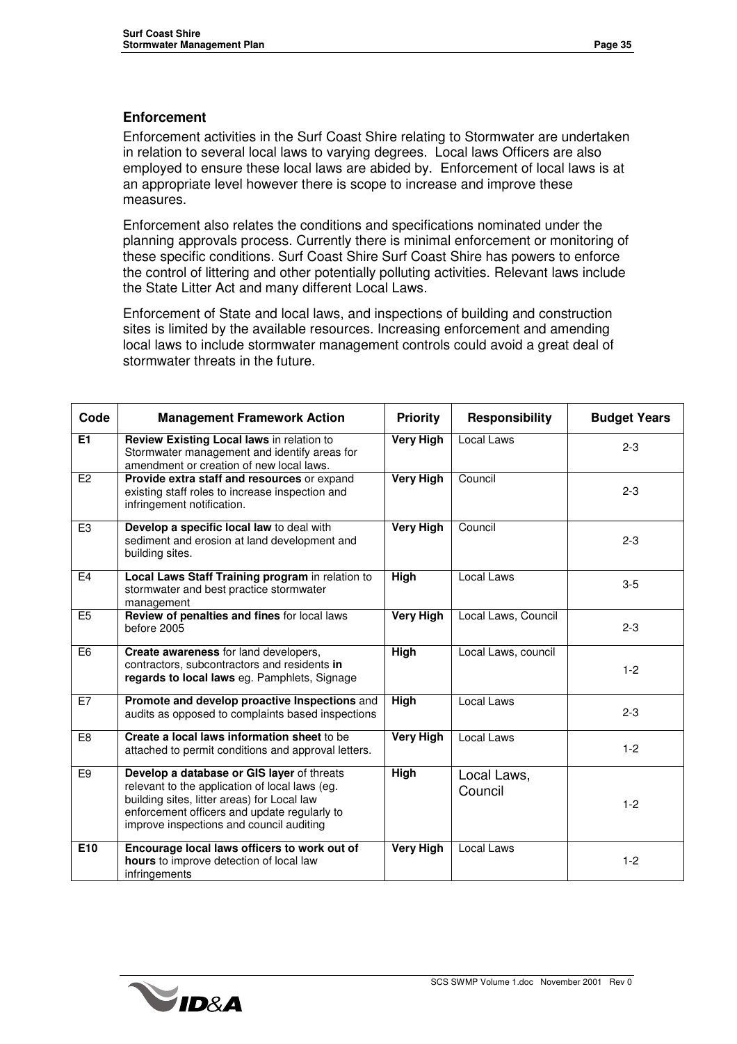### Enforcement

Enforcement activities in the Surf Coast Shire relating to Stormwater are undertaken in relation to several local laws to varying degrees. Local laws Officers are also employed to ensure these local laws are abided by. Enforcement of local laws is at an appropriate level however there is scope to increase and improve these measures.

Enforcement also relates the conditions and specifications nominated under the planning approvals process. Currently there is minimal enforcement or monitoring of these specific conditions. Surf Coast Shire Surf Coast Shire has powers to enforce the control of littering and other potentially polluting activities. Relevant laws include the State Litter Act and many different Local Laws.

Enforcement of State and local laws, and inspections of building and construction sites is limited by the available resources. Increasing enforcement and amending local laws to include stormwater management controls could avoid a great deal of stormwater threats in the future.

| Code | Management Framework Action | Priority | Responsibility | Budget Years |
|---|---|---|---|---|
| **E1** | **Review Existing Local laws** in relation to Stormwater management and identify areas for amendment or creation of new local laws. | **Very High** | Local Laws | 2-3 |
| E2 | **Provide extra staff and resources** or expand existing staff roles to increase inspection and infringement notification. | **Very High** | Council | 2-3 |
| E3 | **Develop a specific local law** to deal with sediment and erosion at land development and building sites. | **Very High** | Council | 2-3 |
| E4 | **Local Laws Staff Training program** in relation to stormwater and best practice stormwater management | **High** | Local Laws | 3-5 |
| E5 | **Review of penalties and fines** for local laws before 2005 | **Very High** | Local Laws, Council | 2-3 |
| E6 | **Create awareness** for land developers, contractors, subcontractors and residents **in regards to local laws** eg. Pamphlets, Signage | **High** | Local Laws, council | 1-2 |
| E7 | **Promote and develop proactive Inspections** and audits as opposed to complaints based inspections | **High** | Local Laws | 2-3 |
| E8 | **Create a local laws information sheet** to be attached to permit conditions and approval letters. | **Very High** | Local Laws | 1-2 |
| E9 | **Develop a database or GIS layer** of threats relevant to the application of local laws (eg. building sites, litter areas) for Local law enforcement officers and update regularly to improve inspections and council auditing | **High** | Local Laws, Council | 1-2 |
| **E10** | **Encourage local laws officers to work out of hours** to improve detection of local law infringements | **Very High** | Local Laws | 1-2 |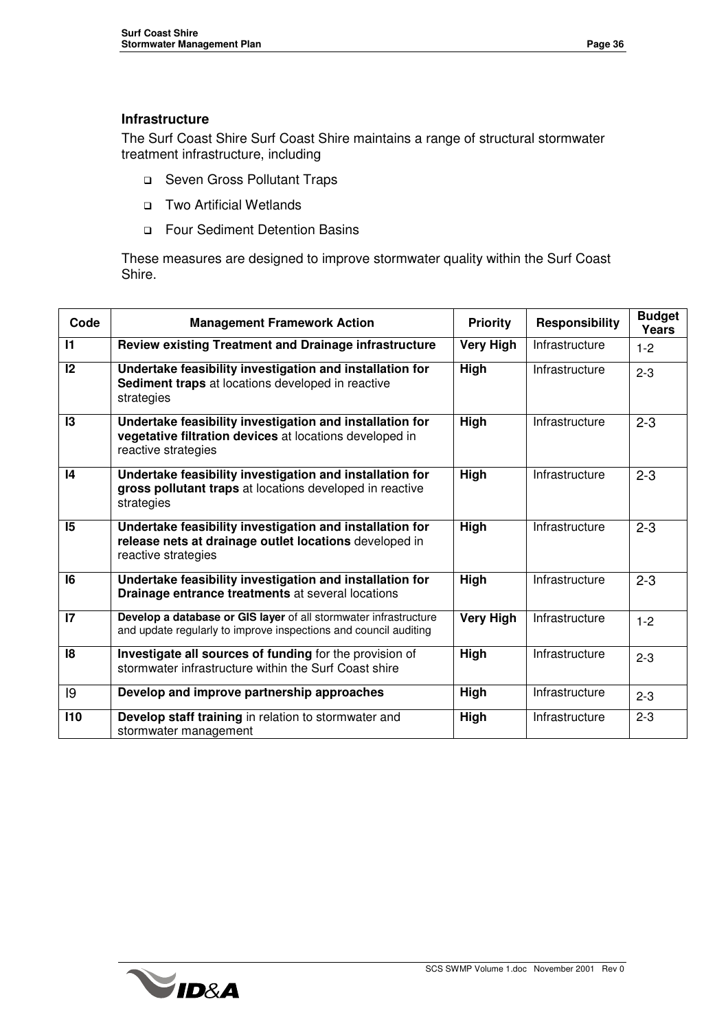### Infrastructure

The Surf Coast Shire Surf Coast Shire maintains a range of structural stormwater treatment infrastructure, including

- Seven Gross Pollutant Traps
- Two Artificial Wetlands
- Four Sediment Detention Basins

These measures are designed to improve stormwater quality within the Surf Coast Shire.

| Code | Management Framework Action | Priority | Responsibility | Budget Years |
|---|---|---|---|---|
| **I1** | **Review existing Treatment and Drainage infrastructure** | **Very High** | Infrastructure | 1-2 |
| **I2** | **Undertake feasibility investigation and installation for Sediment traps** at locations developed in reactive strategies | **High** | Infrastructure | 2-3 |
| **I3** | **Undertake feasibility investigation and installation for vegetative filtration devices** at locations developed in reactive strategies | **High** | Infrastructure | 2-3 |
| **I4** | **Undertake feasibility investigation and installation for gross pollutant traps** at locations developed in reactive strategies | **High** | Infrastructure | 2-3 |
| **I5** | **Undertake feasibility investigation and installation for release nets at drainage outlet locations** developed in reactive strategies | **High** | Infrastructure | 2-3 |
| **I6** | **Undertake feasibility investigation and installation for Drainage entrance treatments** at several locations | **High** | Infrastructure | 2-3 |
| **I7** | **Develop a database or GIS layer** of all stormwater infrastructure and update regularly to improve inspections and council auditing | **Very High** | Infrastructure | 1-2 |
| **I8** | **Investigate all sources of funding** for the provision of stormwater infrastructure within the Surf Coast shire | **High** | Infrastructure | 2-3 |
| I9 | **Develop and improve partnership approaches** | **High** | Infrastructure | 2-3 |
| **I10** | **Develop staff training** in relation to stormwater and stormwater management | **High** | Infrastructure | 2-3 |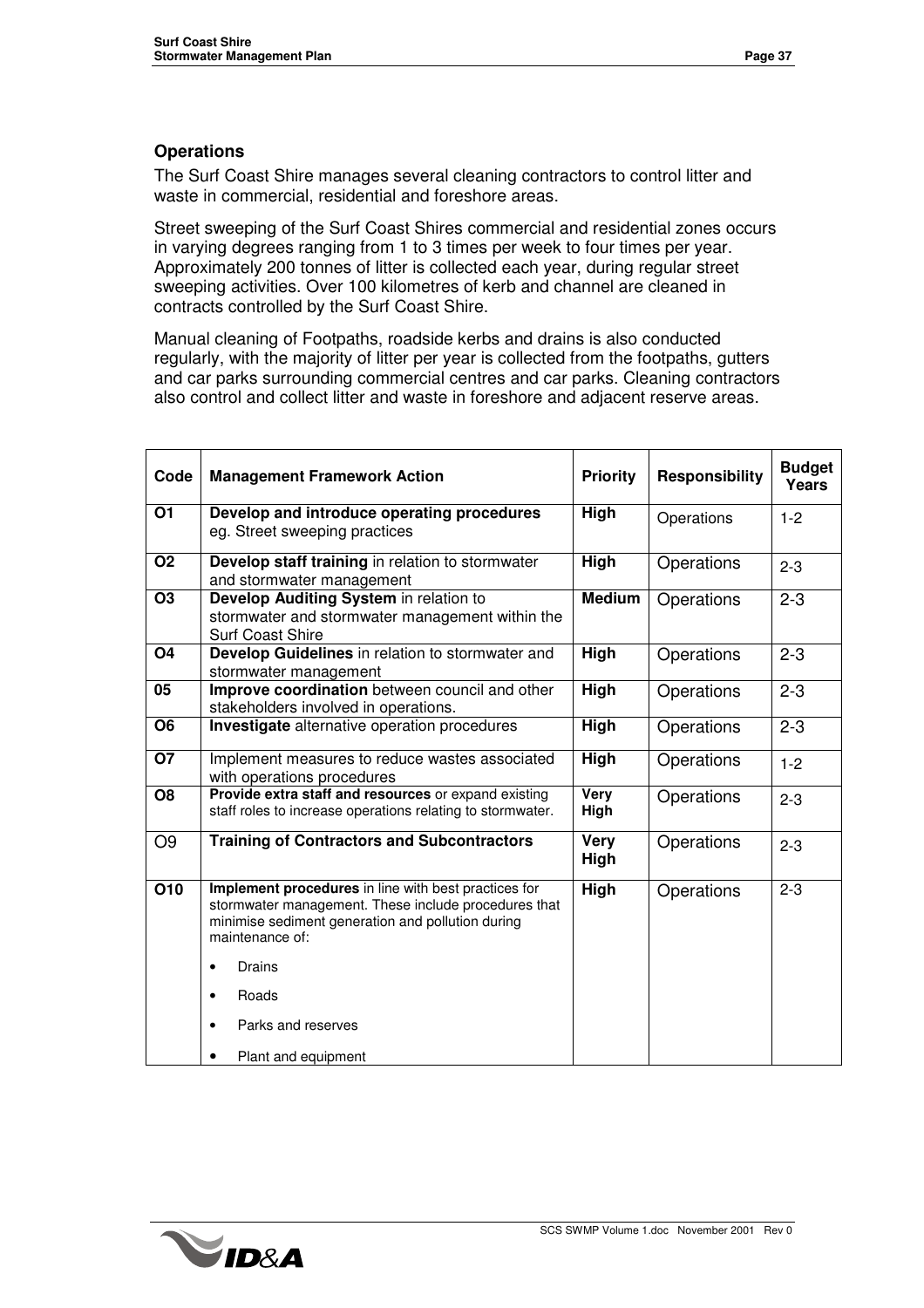### Operations

The Surf Coast Shire manages several cleaning contractors to control litter and waste in commercial, residential and foreshore areas.

Street sweeping of the Surf Coast Shires commercial and residential zones occurs in varying degrees ranging from 1 to 3 times per week to four times per year. Approximately 200 tonnes of litter is collected each year, during regular street sweeping activities. Over 100 kilometres of kerb and channel are cleaned in contracts controlled by the Surf Coast Shire.

Manual cleaning of Footpaths, roadside kerbs and drains is also conducted regularly, with the majority of litter per year is collected from the footpaths, gutters and car parks surrounding commercial centres and car parks. Cleaning contractors also control and collect litter and waste in foreshore and adjacent reserve areas.

| Code | Management Framework Action | Priority | Responsibility | Budget Years |
|---|---|---|---|---|
| **O1** | **Develop and introduce operating procedures** eg. Street sweeping practices | **High** | Operations | 1-2 |
| **O2** | **Develop staff training** in relation to stormwater and stormwater management | **High** | Operations | 2-3 |
| **O3** | **Develop Auditing System** in relation to stormwater and stormwater management within the Surf Coast Shire | **Medium** | Operations | 2-3 |
| **O4** | **Develop Guidelines** in relation to stormwater and stormwater management | **High** | Operations | 2-3 |
| **05** | **Improve coordination** between council and other stakeholders involved in operations. | **High** | Operations | 2-3 |
| **O6** | **Investigate** alternative operation procedures | **High** | Operations | 2-3 |
| **O7** | Implement measures to reduce wastes associated with operations procedures | **High** | Operations | 1-2 |
| **O8** | **Provide extra staff and resources** or expand existing staff roles to increase operations relating to stormwater. | **Very High** | Operations | 2-3 |
| O9 | **Training of Contractors and Subcontractors** | **Very High** | Operations | 2-3 |
| **O10** | **Implement procedures** in line with best practices for stormwater management. These include procedures that minimise sediment generation and pollution during maintenance of: <br>• Drains <br>• Roads <br>• Parks and reserves <br>• Plant and equipment | **High** | Operations | 2-3 |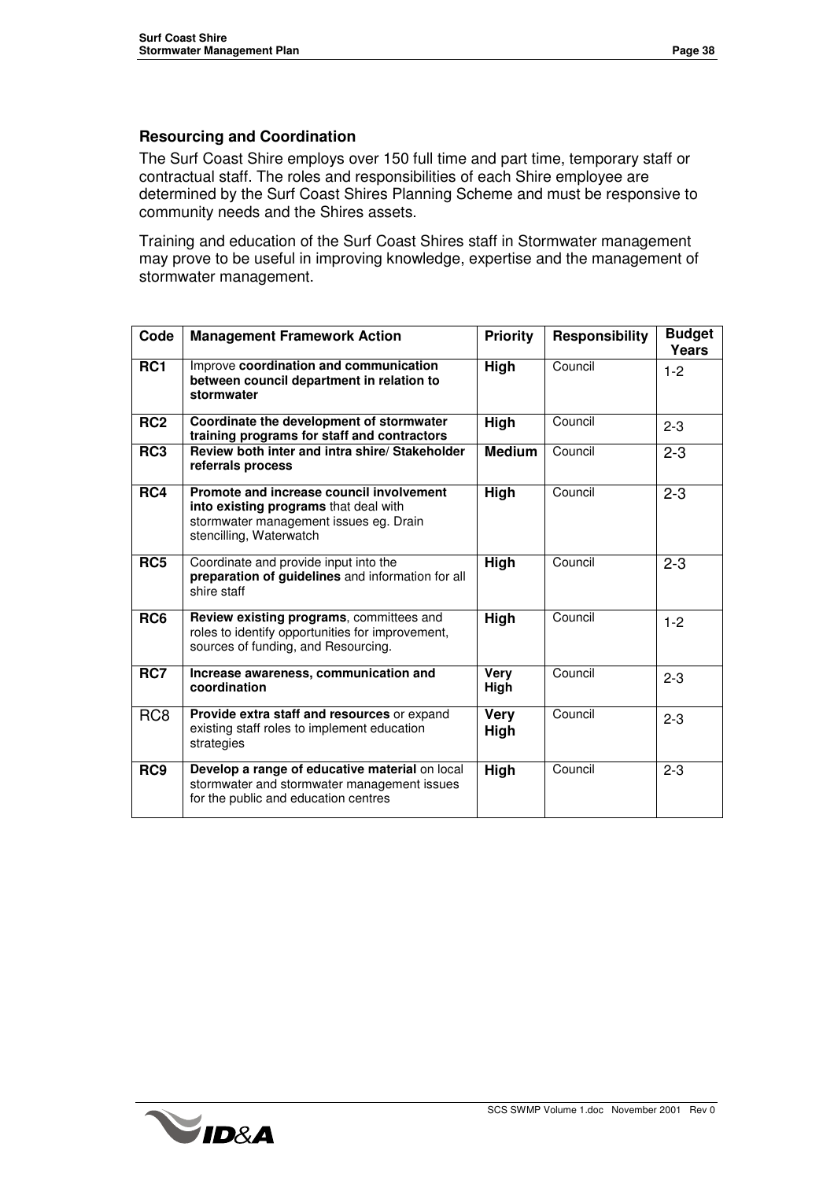### Resourcing and Coordination

The Surf Coast Shire employs over 150 full time and part time, temporary staff or contractual staff. The roles and responsibilities of each Shire employee are determined by the Surf Coast Shires Planning Scheme and must be responsive to community needs and the Shires assets.

Training and education of the Surf Coast Shires staff in Stormwater management may prove to be useful in improving knowledge, expertise and the management of stormwater management.

| Code | Management Framework Action | Priority | Responsibility | Budget Years |
|---|---|---|---|---|
| **RC1** | Improve **coordination and communication between council department in relation to stormwater** | **High** | Council | 1-2 |
| **RC2** | **Coordinate the development of stormwater training programs for staff and contractors** | **High** | Council | 2-3 |
| **RC3** | **Review both inter and intra shire/ Stakeholder referrals process** | **Medium** | Council | 2-3 |
| **RC4** | **Promote and increase council involvement into existing programs** that deal with stormwater management issues eg. Drain stencilling, Waterwatch | **High** | Council | 2-3 |
| **RC5** | Coordinate and provide input into the **preparation of guidelines** and information for all shire staff | **High** | Council | 2-3 |
| **RC6** | **Review existing programs**, committees and roles to identify opportunities for improvement, sources of funding, and Resourcing. | **High** | Council | 1-2 |
| **RC7** | **Increase awareness, communication and coordination** | **Very High** | Council | 2-3 |
| RC8 | **Provide extra staff and resources** or expand existing staff roles to implement education strategies | **Very High** | Council | 2-3 |
| **RC9** | **Develop a range of educative material** on local stormwater and stormwater management issues for the public and education centres | **High** | Council | 2-3 |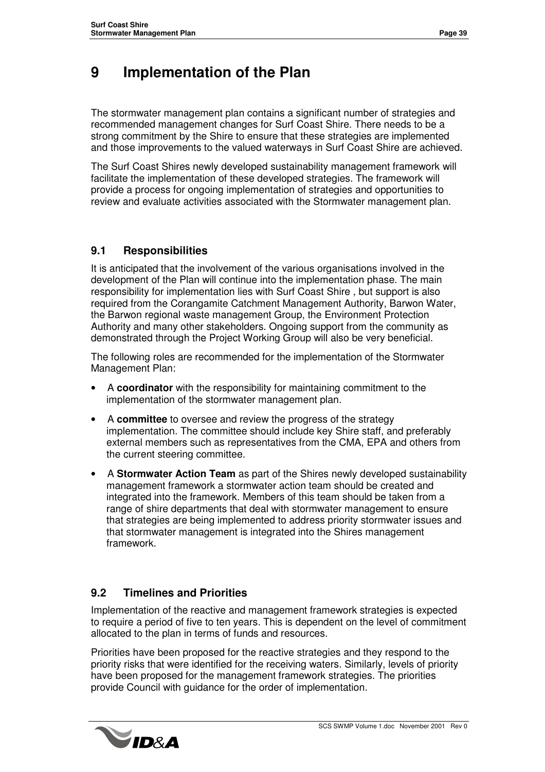# 9 Implementation of the Plan

The stormwater management plan contains a significant number of strategies and recommended management changes for Surf Coast Shire. There needs to be a strong commitment by the Shire to ensure that these strategies are implemented and those improvements to the valued waterways in Surf Coast Shire are achieved.

The Surf Coast Shires newly developed sustainability management framework will facilitate the implementation of these developed strategies. The framework will provide a process for ongoing implementation of strategies and opportunities to review and evaluate activities associated with the Stormwater management plan.

## 9.1 Responsibilities

It is anticipated that the involvement of the various organisations involved in the development of the Plan will continue into the implementation phase. The main responsibility for implementation lies with Surf Coast Shire , but support is also required from the Corangamite Catchment Management Authority, Barwon Water, the Barwon regional waste management Group, the Environment Protection Authority and many other stakeholders. Ongoing support from the community as demonstrated through the Project Working Group will also be very beneficial.

The following roles are recommended for the implementation of the Stormwater Management Plan:

- A **coordinator** with the responsibility for maintaining commitment to the implementation of the stormwater management plan.
- A **committee** to oversee and review the progress of the strategy implementation. The committee should include key Shire staff, and preferably external members such as representatives from the CMA, EPA and others from the current steering committee.
- A **Stormwater Action Team** as part of the Shires newly developed sustainability management framework a stormwater action team should be created and integrated into the framework. Members of this team should be taken from a range of shire departments that deal with stormwater management to ensure that strategies are being implemented to address priority stormwater issues and that stormwater management is integrated into the Shires management framework.

## 9.2 Timelines and Priorities

Implementation of the reactive and management framework strategies is expected to require a period of five to ten years. This is dependent on the level of commitment allocated to the plan in terms of funds and resources.

Priorities have been proposed for the reactive strategies and they respond to the priority risks that were identified for the receiving waters. Similarly, levels of priority have been proposed for the management framework strategies. The priorities provide Council with guidance for the order of implementation.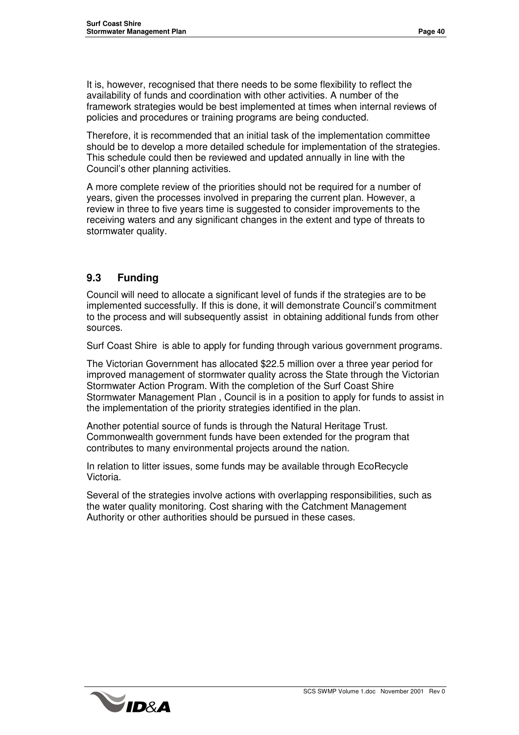It is, however, recognised that there needs to be some flexibility to reflect the availability of funds and coordination with other activities. A number of the framework strategies would be best implemented at times when internal reviews of policies and procedures or training programs are being conducted.

Therefore, it is recommended that an initial task of the implementation committee should be to develop a more detailed schedule for implementation of the strategies. This schedule could then be reviewed and updated annually in line with the Council's other planning activities.

A more complete review of the priorities should not be required for a number of years, given the processes involved in preparing the current plan. However, a review in three to five years time is suggested to consider improvements to the receiving waters and any significant changes in the extent and type of threats to stormwater quality.

## 9.3 Funding

Council will need to allocate a significant level of funds if the strategies are to be implemented successfully. If this is done, it will demonstrate Council's commitment to the process and will subsequently assist in obtaining additional funds from other sources.

Surf Coast Shire is able to apply for funding through various government programs.

The Victorian Government has allocated $22.5 million over a three year period for improved management of stormwater quality across the State through the Victorian Stormwater Action Program. With the completion of the Surf Coast Shire Stormwater Management Plan , Council is in a position to apply for funds to assist in the implementation of the priority strategies identified in the plan.

Another potential source of funds is through the Natural Heritage Trust. Commonwealth government funds have been extended for the program that contributes to many environmental projects around the nation.

In relation to litter issues, some funds may be available through EcoRecycle Victoria.

Several of the strategies involve actions with overlapping responsibilities, such as the water quality monitoring. Cost sharing with the Catchment Management Authority or other authorities should be pursued in these cases.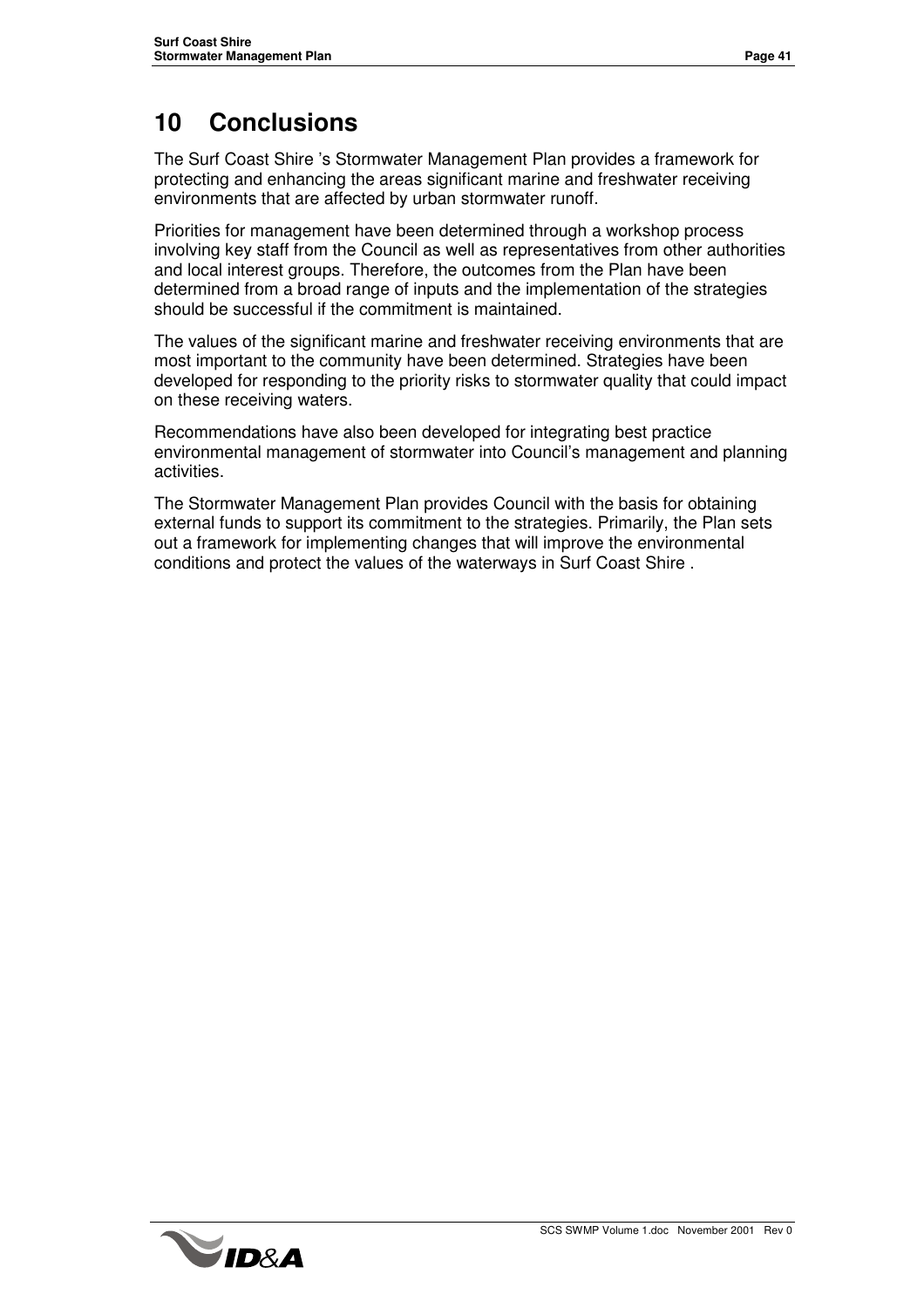# 10 Conclusions

The Surf Coast Shire 's Stormwater Management Plan provides a framework for protecting and enhancing the areas significant marine and freshwater receiving environments that are affected by urban stormwater runoff.

Priorities for management have been determined through a workshop process involving key staff from the Council as well as representatives from other authorities and local interest groups. Therefore, the outcomes from the Plan have been determined from a broad range of inputs and the implementation of the strategies should be successful if the commitment is maintained.

The values of the significant marine and freshwater receiving environments that are most important to the community have been determined. Strategies have been developed for responding to the priority risks to stormwater quality that could impact on these receiving waters.

Recommendations have also been developed for integrating best practice environmental management of stormwater into Council's management and planning activities.

The Stormwater Management Plan provides Council with the basis for obtaining external funds to support its commitment to the strategies. Primarily, the Plan sets out a framework for implementing changes that will improve the environmental conditions and protect the values of the waterways in Surf Coast Shire .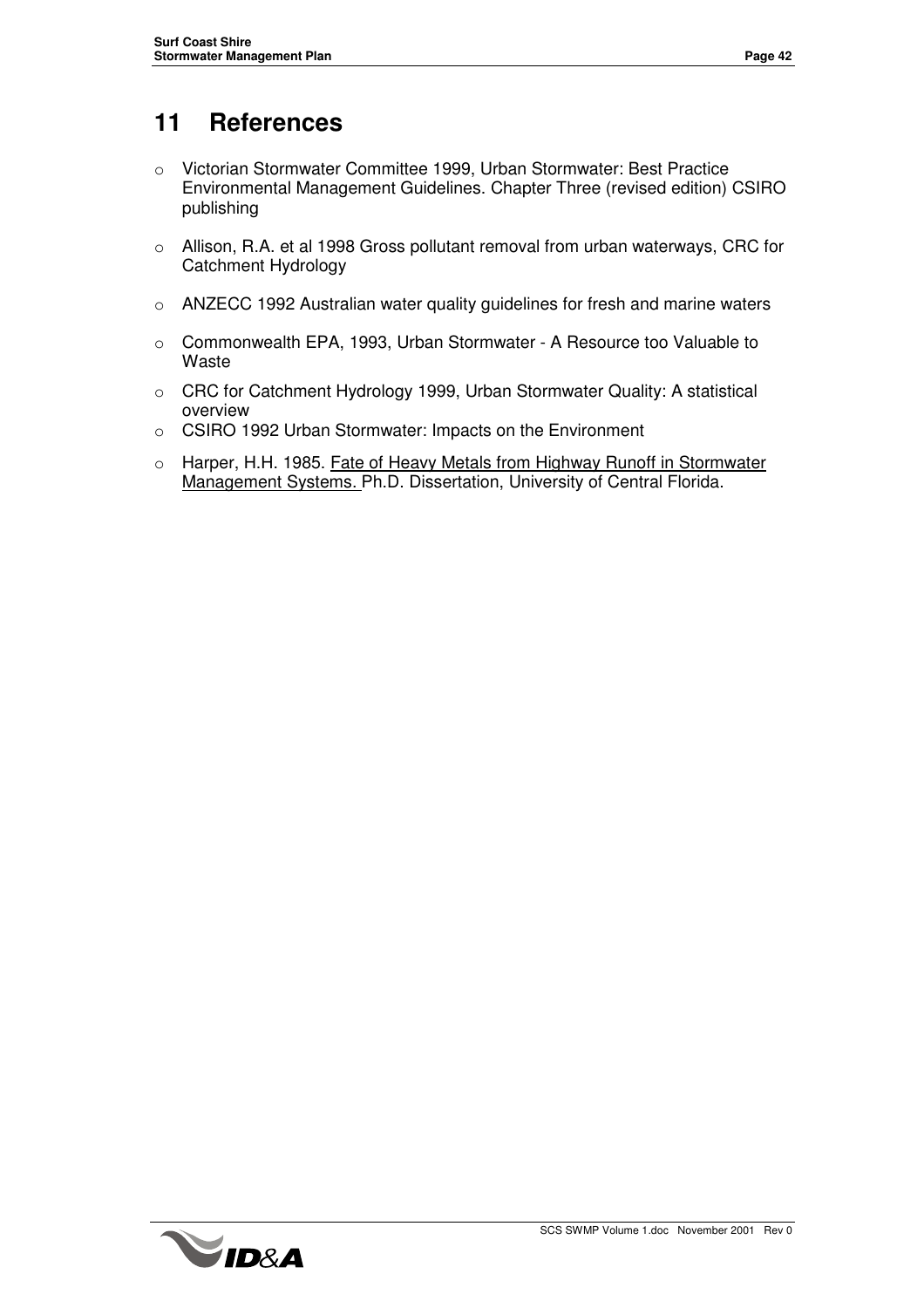# 11 References

- Victorian Stormwater Committee 1999, Urban Stormwater: Best Practice Environmental Management Guidelines. Chapter Three (revised edition) CSIRO publishing
- Allison, R.A. et al 1998 Gross pollutant removal from urban waterways, CRC for Catchment Hydrology
- ANZECC 1992 Australian water quality guidelines for fresh and marine waters
- Commonwealth EPA, 1993, Urban Stormwater - A Resource too Valuable to Waste
- CRC for Catchment Hydrology 1999, Urban Stormwater Quality: A statistical overview
- CSIRO 1992 Urban Stormwater: Impacts on the Environment
- Harper, H.H. 1985. Fate of Heavy Metals from Highway Runoff in Stormwater Management Systems. Ph.D. Dissertation, University of Central Florida.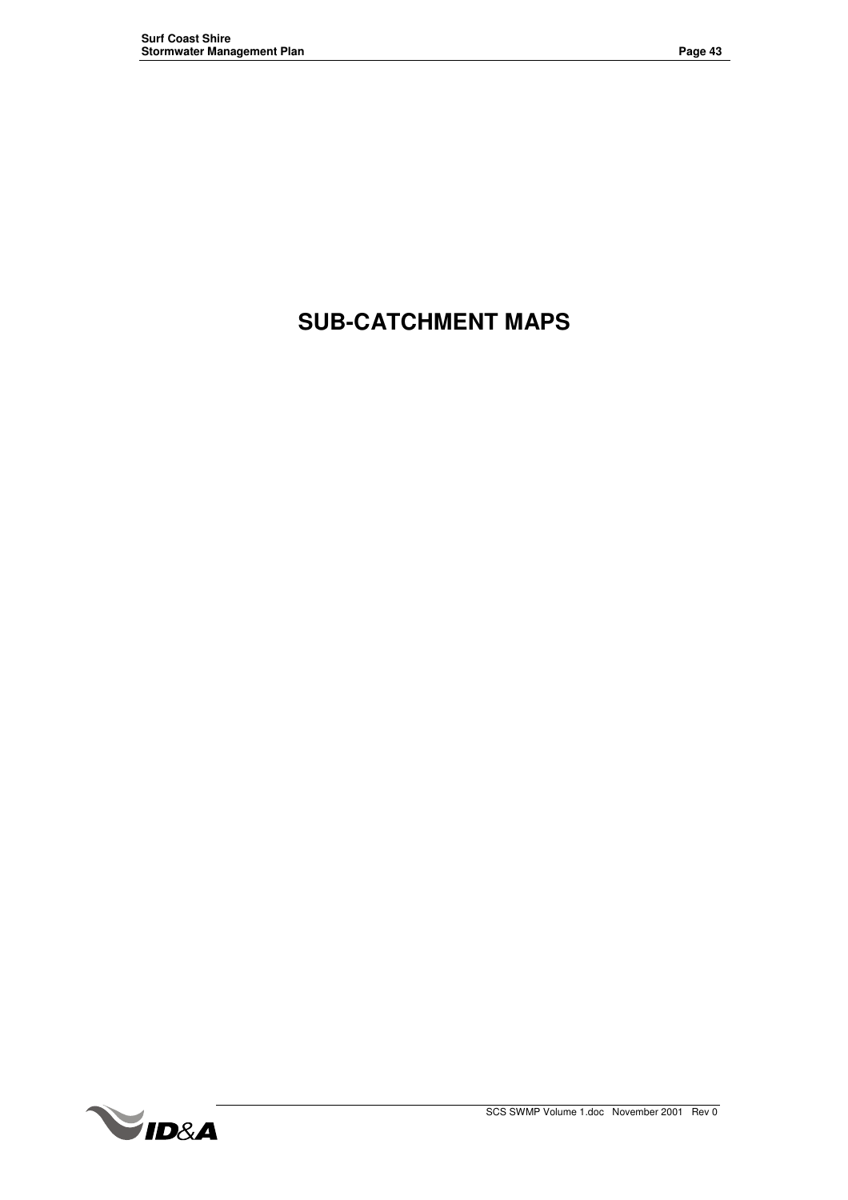# SUB-CATCHMENT MAPS